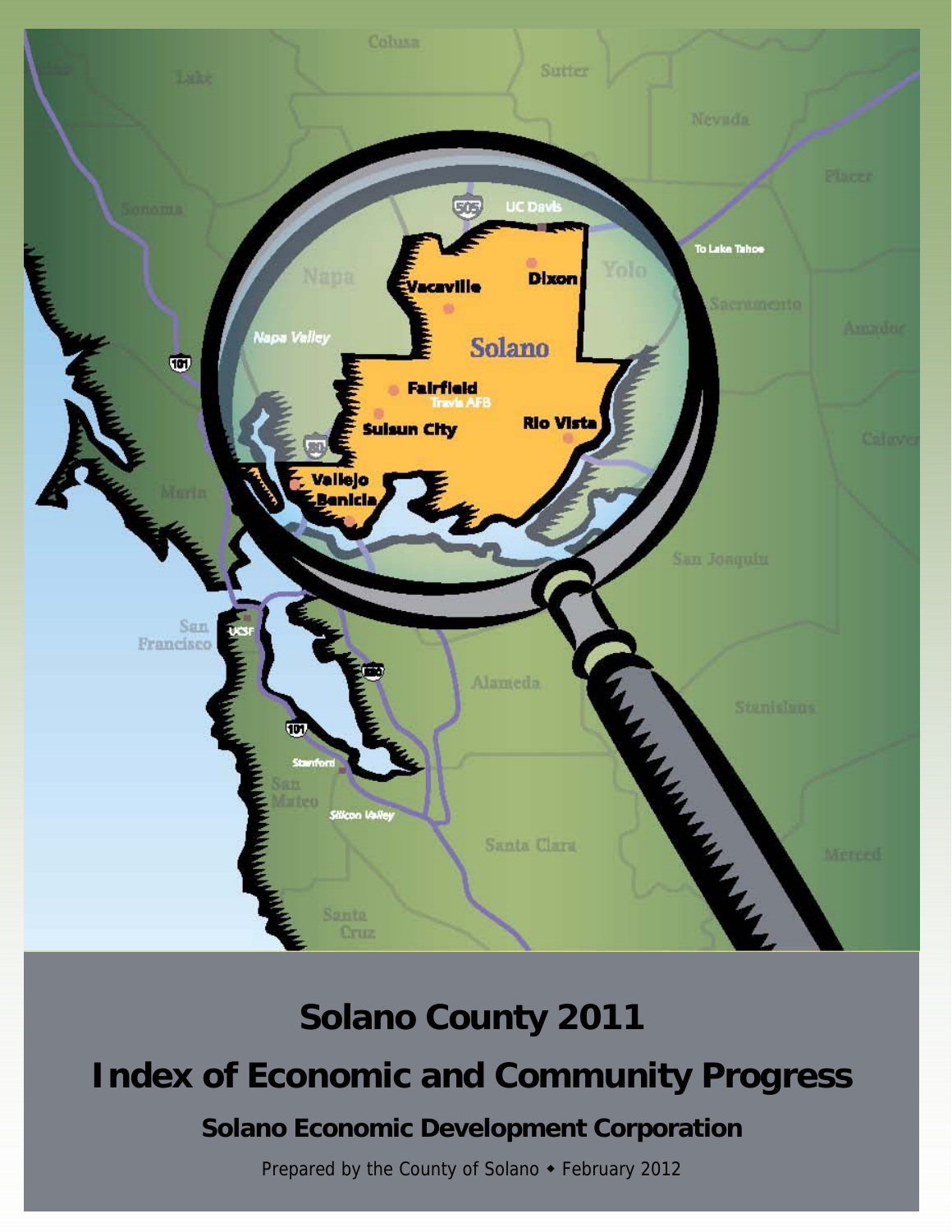# Solano County 2011

# Index of Economic and Community Progress

## Solano Economic Development Corporation

Prepared by the County of Solano ◆ February 2012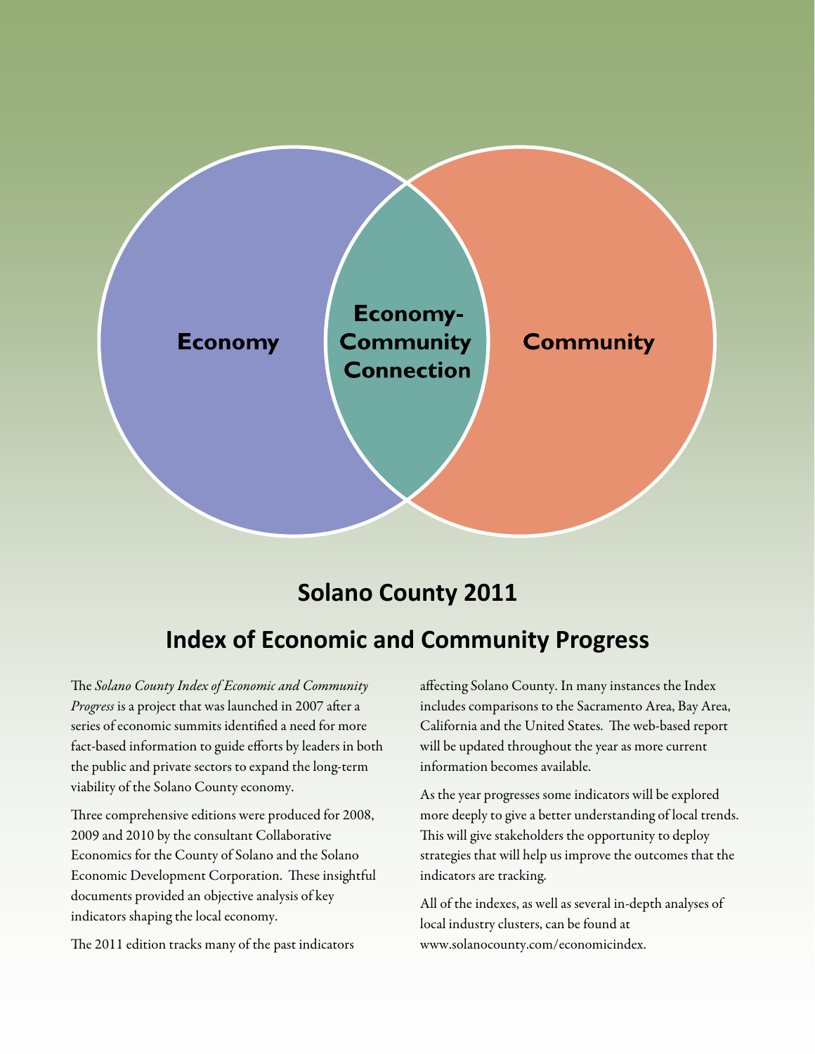Economy

Economy-Community Connection

Community

## Solano County 2011

## Index of Economic and Community Progress

The *Solano County Index of Economic and Community Progress* is a project that was launched in 2007 after a series of economic summits identified a need for more fact-based information to guide efforts by leaders in both the public and private sectors to expand the long-term viability of the Solano County economy.

Three comprehensive editions were produced for 2008, 2009 and 2010 by the consultant Collaborative Economics for the County of Solano and the Solano Economic Development Corporation. These insightful documents provided an objective analysis of key indicators shaping the local economy.

The 2011 edition tracks many of the past indicators affecting Solano County. In many instances the Index includes comparisons to the Sacramento Area, Bay Area, California and the United States. The web-based report will be updated throughout the year as more current information becomes available.

As the year progresses some indicators will be explored more deeply to give a better understanding of local trends. This will give stakeholders the opportunity to deploy strategies that will help us improve the outcomes that the indicators are tracking.

All of the indexes, as well as several in-depth analyses of local industry clusters, can be found at www.solanocounty.com/economicindex.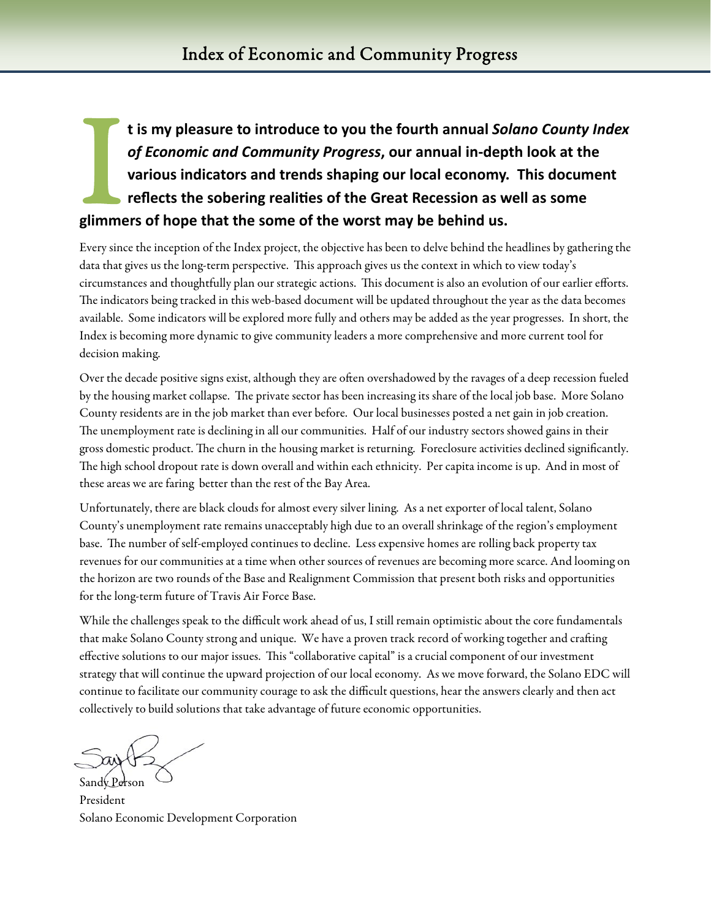**It is my pleasure to introduce to you the fourth annual *Solano County Index of Economic and Community Progress*, our annual in-depth look at the various indicators and trends shaping our local economy. This document reflects the sobering realities of the Great Recession as well as some glimmers of hope that the some of the worst may be behind us.**

Every since the inception of the Index project, the objective has been to delve behind the headlines by gathering the data that gives us the long-term perspective. This approach gives us the context in which to view today's circumstances and thoughtfully plan our strategic actions. This document is also an evolution of our earlier efforts. The indicators being tracked in this web-based document will be updated throughout the year as the data becomes available. Some indicators will be explored more fully and others may be added as the year progresses. In short, the Index is becoming more dynamic to give community leaders a more comprehensive and more current tool for decision making.

Over the decade positive signs exist, although they are often overshadowed by the ravages of a deep recession fueled by the housing market collapse. The private sector has been increasing its share of the local job base. More Solano County residents are in the job market than ever before. Our local businesses posted a net gain in job creation. The unemployment rate is declining in all our communities. Half of our industry sectors showed gains in their gross domestic product. The churn in the housing market is returning. Foreclosure activities declined significantly. The high school dropout rate is down overall and within each ethnicity. Per capita income is up. And in most of these areas we are faring better than the rest of the Bay Area.

Unfortunately, there are black clouds for almost every silver lining. As a net exporter of local talent, Solano County's unemployment rate remains unacceptably high due to an overall shrinkage of the region's employment base. The number of self-employed continues to decline. Less expensive homes are rolling back property tax revenues for our communities at a time when other sources of revenues are becoming more scarce. And looming on the horizon are two rounds of the Base and Realignment Commission that present both risks and opportunities for the long-term future of Travis Air Force Base.

While the challenges speak to the difficult work ahead of us, I still remain optimistic about the core fundamentals that make Solano County strong and unique. We have a proven track record of working together and crafting effective solutions to our major issues. This "collaborative capital" is a crucial component of our investment strategy that will continue the upward projection of our local economy. As we move forward, the Solano EDC will continue to facilitate our community courage to ask the difficult questions, hear the answers clearly and then act collectively to build solutions that take advantage of future economic opportunities.

Sandy Person
President
Solano Economic Development Corporation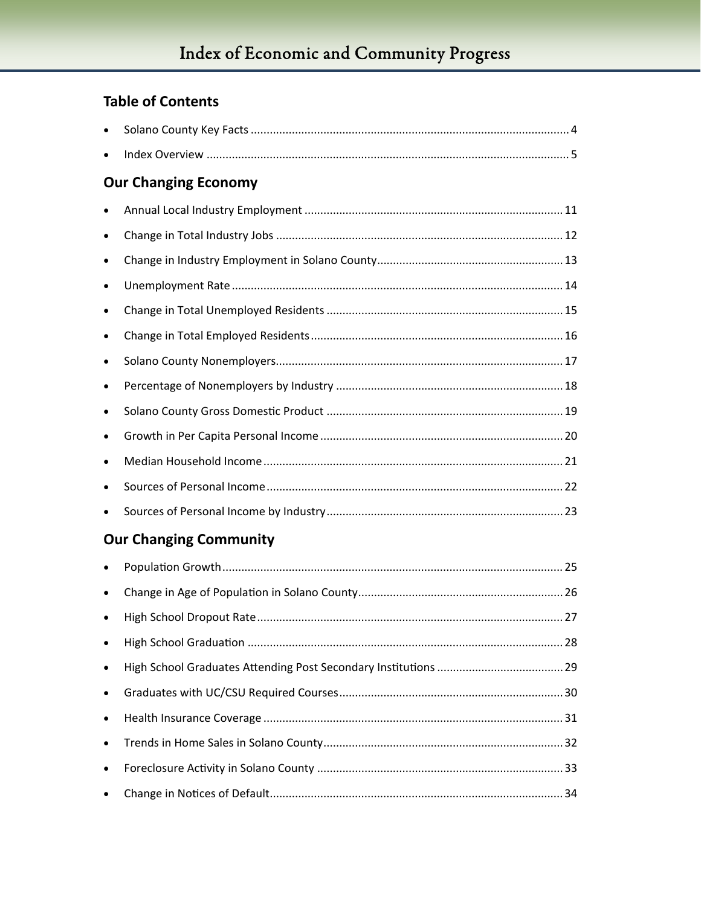## Table of Contents

- Solano County Key Facts .................................................................................................... 4
- Index Overview .................................................................................................................. 5

## Our Changing Economy

- Annual Local Industry Employment ................................................................................ 11
- Change in Total Industry Jobs ......................................................................................... 12
- Change in Industry Employment in Solano County.......................................................... 13
- Unemployment Rate ........................................................................................................ 14
- Change in Total Unemployed Residents .......................................................................... 15
- Change in Total Employed Residents............................................................................... 16
- Solano County Nonemployers.......................................................................................... 17
- Percentage of Nonemployers by Industry ........................................................................ 18
- Solano County Gross Domestic Product .......................................................................... 19
- Growth in Per Capita Personal Income ............................................................................ 20
- Median Household Income.............................................................................................. 21
- Sources of Personal Income............................................................................................. 22
- Sources of Personal Income by Industry.......................................................................... 23

## Our Changing Community

- Population Growth........................................................................................................... 25
- Change in Age of Population in Solano County................................................................ 26
- High School Dropout Rate................................................................................................ 27
- High School Graduation ................................................................................................... 28
- High School Graduates Attending Post Secondary Institutions ........................................ 29
- Graduates with UC/CSU Required Courses...................................................................... 30
- Health Insurance Coverage .............................................................................................. 31
- Trends in Home Sales in Solano County........................................................................... 32
- Foreclosure Activity in Solano County ............................................................................. 33
- Change in Notices of Default............................................................................................ 34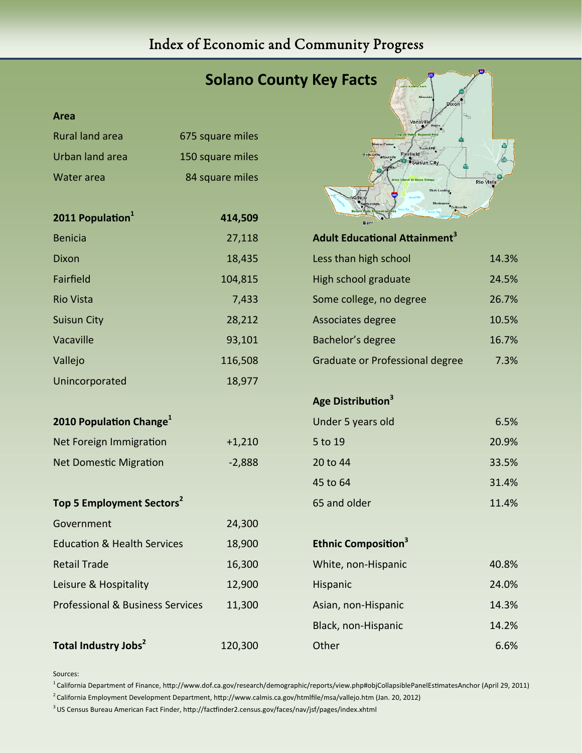# Solano County Key Facts

| Area | |
|---|---|
| Rural land area | 675 square miles |
| Urban land area | 150 square miles |
| Water area | 84 square miles |

| 2011 Population[1] | 414,509 |
|---|---|
| Benicia | 27,118 |
| Dixon | 18,435 |
| Fairfield | 104,815 |
| Rio Vista | 7,433 |
| Suisun City | 28,212 |
| Vacaville | 93,101 |
| Vallejo | 116,508 |
| Unincorporated | 18,977 |

| 2010 Population Change[1] | |
|---|---|
| Net Foreign Immigration | +1,210 |
| Net Domestic Migration | -2,888 |

| Top 5 Employment Sectors[2] | |
|---|---|
| Government | 24,300 |
| Education & Health Services | 18,900 |
| Retail Trade | 16,300 |
| Leisure & Hospitality | 12,900 |
| Professional & Business Services | 11,300 |

| Total Industry Jobs[2] | 120,300 |
|---|---|

| Adult Educational Attainment[3] | |
|---|---|
| Less than high school | 14.3% |
| High school graduate | 24.5% |
| Some college, no degree | 26.7% |
| Associates degree | 10.5% |
| Bachelor's degree | 16.7% |
| Graduate or Professional degree | 7.3% |

| Age Distribution[3] | |
|---|---|
| Under 5 years old | 6.5% |
| 5 to 19 | 20.9% |
| 20 to 44 | 33.5% |
| 45 to 64 | 31.4% |
| 65 and older | 11.4% |

| Ethnic Composition[3] | |
|---|---|
| White, non-Hispanic | 40.8% |
| Hispanic | 24.0% |
| Asian, non-Hispanic | 14.3% |
| Black, non-Hispanic | 14.2% |
| Other | 6.6% |

Sources:

[1] California Department of Finance, http://www.dof.ca.gov/research/demographic/reports/view.php#objCollapsiblePanelEstimatesAnchor (April 29, 2011)

[2] California Employment Development Department, http://www.calmis.ca.gov/htmlfile/msa/vallejo.htm (Jan. 20, 2012)

[3] US Census Bureau American Fact Finder, http://factfinder2.census.gov/faces/nav/jsf/pages/index.xhtml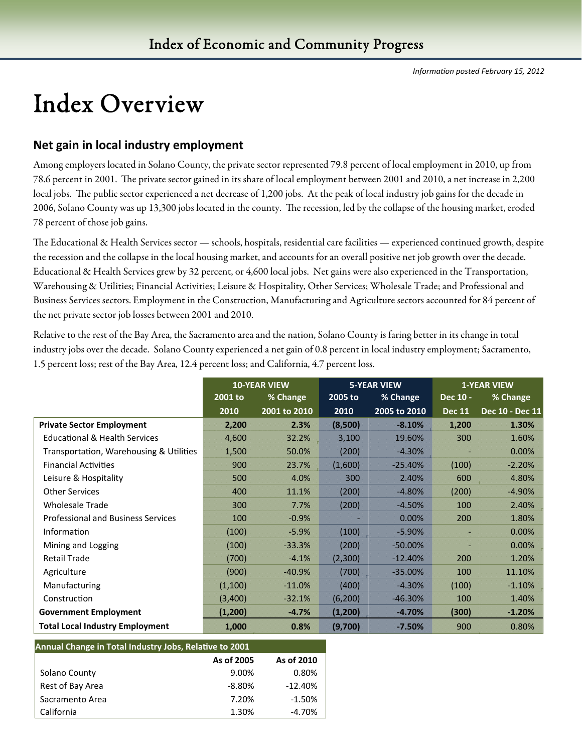# Index Overview

*Information posted February 15, 2012*

## Net gain in local industry employment

Among employers located in Solano County, the private sector represented 79.8 percent of local employment in 2010, up from 78.6 percent in 2001. The private sector gained in its share of local employment between 2001 and 2010, a net increase in 2,200 local jobs. The public sector experienced a net decrease of 1,200 jobs. At the peak of local industry job gains for the decade in 2006, Solano County was up 13,300 jobs located in the county. The recession, led by the collapse of the housing market, eroded 78 percent of those job gains.

The Educational & Health Services sector — schools, hospitals, residential care facilities — experienced continued growth, despite the recession and the collapse in the local housing market, and accounts for an overall positive net job growth over the decade. Educational & Health Services grew by 32 percent, or 4,600 local jobs. Net gains were also experienced in the Transportation, Warehousing & Utilities; Financial Activities; Leisure & Hospitality, Other Services; Wholesale Trade; and Professional and Business Services sectors. Employment in the Construction, Manufacturing and Agriculture sectors accounted for 84 percent of the net private sector job losses between 2001 and 2010.

Relative to the rest of the Bay Area, the Sacramento area and the nation, Solano County is faring better in its change in total industry jobs over the decade. Solano County experienced a net gain of 0.8 percent in local industry employment; Sacramento, 1.5 percent loss; rest of the Bay Area, 12.4 percent loss; and California, 4.7 percent loss.

| | 10-YEAR VIEW | | 5-YEAR VIEW | | 1-YEAR VIEW | |
|---|---|---|---|---|---|---|
| | 2001 to 2010 | % Change 2001 to 2010 | 2005 to 2010 | % Change 2005 to 2010 | Dec 10 - Dec 11 | % Change Dec 10 - Dec 11 |
| **Private Sector Employment** | **2,200** | **2.3%** | **(8,500)** | **-8.10%** | **1,200** | **1.30%** |
| Educational & Health Services | 4,600 | 32.2% | 3,100 | 19.60% | 300 | 1.60% |
| Transportation, Warehousing & Utilities | 1,500 | 50.0% | (200) | -4.30% | - | 0.00% |
| Financial Activities | 900 | 23.7% | (1,600) | -25.40% | (100) | -2.20% |
| Leisure & Hospitality | 500 | 4.0% | 300 | 2.40% | 600 | 4.80% |
| Other Services | 400 | 11.1% | (200) | -4.80% | (200) | -4.90% |
| Wholesale Trade | 300 | 7.7% | (200) | -4.50% | 100 | 2.40% |
| Professional and Business Services | 100 | -0.9% | - | 0.00% | 200 | 1.80% |
| Information | (100) | -5.9% | (100) | -5.90% | - | 0.00% |
| Mining and Logging | (100) | -33.3% | (200) | -50.00% | - | 0.00% |
| Retail Trade | (700) | -4.1% | (2,300) | -12.40% | 200 | 1.20% |
| Agriculture | (900) | -40.9% | (700) | -35.00% | 100 | 11.10% |
| Manufacturing | (1,100) | -11.0% | (400) | -4.30% | (100) | -1.10% |
| Construction | (3,400) | -32.1% | (6,200) | -46.30% | 100 | 1.40% |
| **Government Employment** | **(1,200)** | **-4.7%** | **(1,200)** | **-4.70%** | **(300)** | **-1.20%** |
| **Total Local Industry Employment** | **1,000** | **0.8%** | **(9,700)** | **-7.50%** | 900 | 0.80% |

| Annual Change in Total Industry Jobs, Relative to 2001 | | |
|---|---|---|
| | As of 2005 | As of 2010 |
| Solano County | 9.00% | 0.80% |
| Rest of Bay Area | -8.80% | -12.40% |
| Sacramento Area | 7.20% | -1.50% |
| California | 1.30% | -4.70% |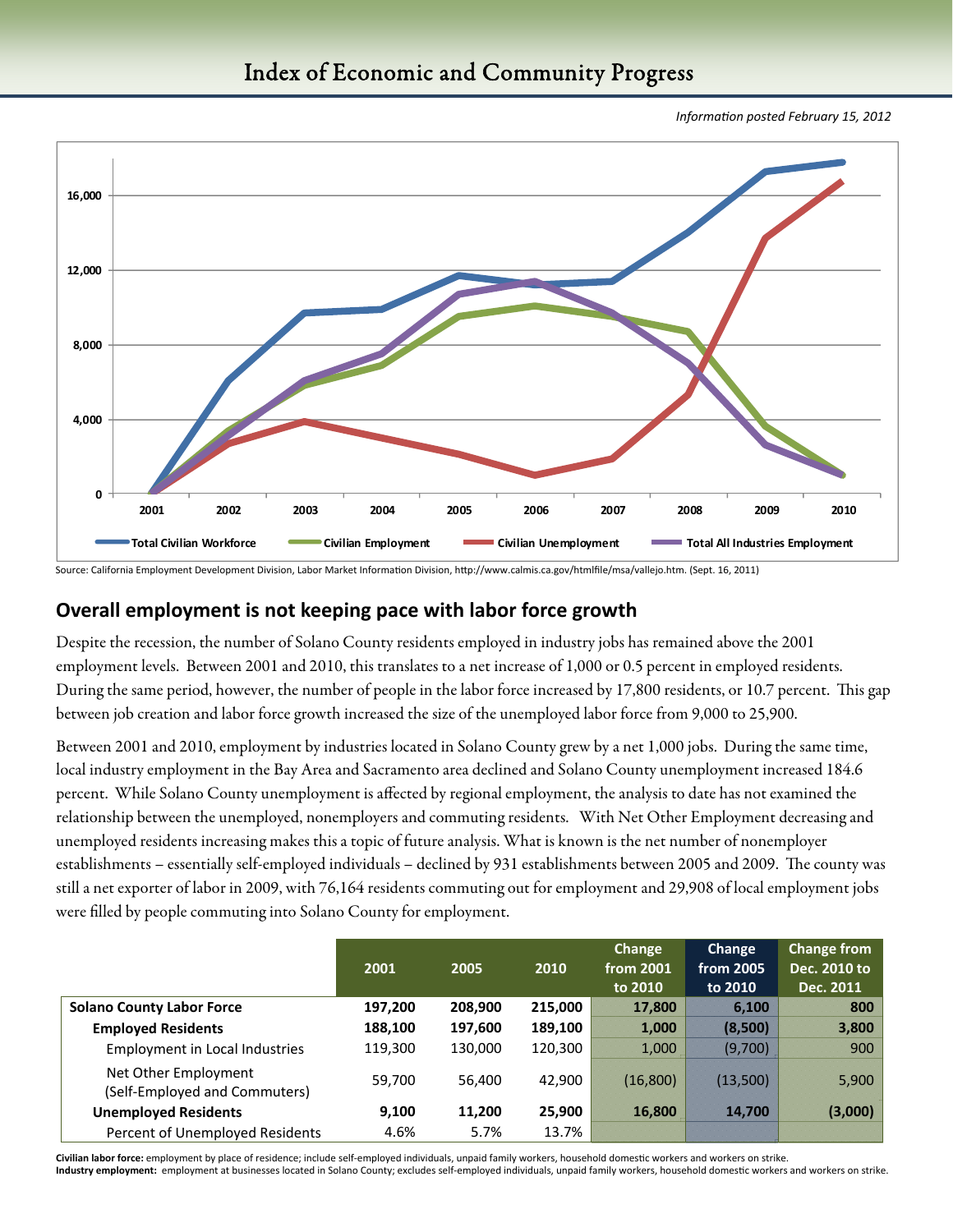# Index of Economic and Community Progress

*Information posted February 15, 2012*

Source: California Employment Development Division, Labor Market Information Division, http://www.calmis.ca.gov/htmlfile/msa/vallejo.htm. (Sept. 16, 2011)

## Overall employment is not keeping pace with labor force growth

Despite the recession, the number of Solano County residents employed in industry jobs has remained above the 2001 employment levels. Between 2001 and 2010, this translates to a net increase of 1,000 or 0.5 percent in employed residents. During the same period, however, the number of people in the labor force increased by 17,800 residents, or 10.7 percent. This gap between job creation and labor force growth increased the size of the unemployed labor force from 9,000 to 25,900.

Between 2001 and 2010, employment by industries located in Solano County grew by a net 1,000 jobs. During the same time, local industry employment in the Bay Area and Sacramento area declined and Solano County unemployment increased 184.6 percent. While Solano County unemployment is affected by regional employment, the analysis to date has not examined the relationship between the unemployed, nonemployers and commuting residents. With Net Other Employment decreasing and unemployed residents increasing makes this a topic of future analysis. What is known is the net number of nonemployer establishments – essentially self-employed individuals – declined by 931 establishments between 2005 and 2009. The county was still a net exporter of labor in 2009, with 76,164 residents commuting out for employment and 29,908 of local employment jobs were filled by people commuting into Solano County for employment.

| | 2001 | 2005 | 2010 | Change from 2001 to 2010 | Change from 2005 to 2010 | Change from Dec. 2010 to Dec. 2011 |
|---|---|---|---|---|---|---|
| **Solano County Labor Force** | **197,200** | **208,900** | **215,000** | **17,800** | **6,100** | **800** |
| **Employed Residents** | **188,100** | **197,600** | **189,100** | **1,000** | **(8,500)** | **3,800** |
| Employment in Local Industries | 119,300 | 130,000 | 120,300 | 1,000 | (9,700) | 900 |
| Net Other Employment (Self-Employed and Commuters) | 59,700 | 56,400 | 42,900 | (16,800) | (13,500) | 5,900 |
| **Unemployed Residents** | **9,100** | **11,200** | **25,900** | **16,800** | **14,700** | **(3,000)** |
| Percent of Unemployed Residents | 4.6% | 5.7% | 13.7% | | | |

**Civilian labor force:** employment by place of residence; include self-employed individuals, unpaid family workers, household domestic workers and workers on strike.
**Industry employment:** employment at businesses located in Solano County; excludes self-employed individuals, unpaid family workers, household domestic workers and workers on strike.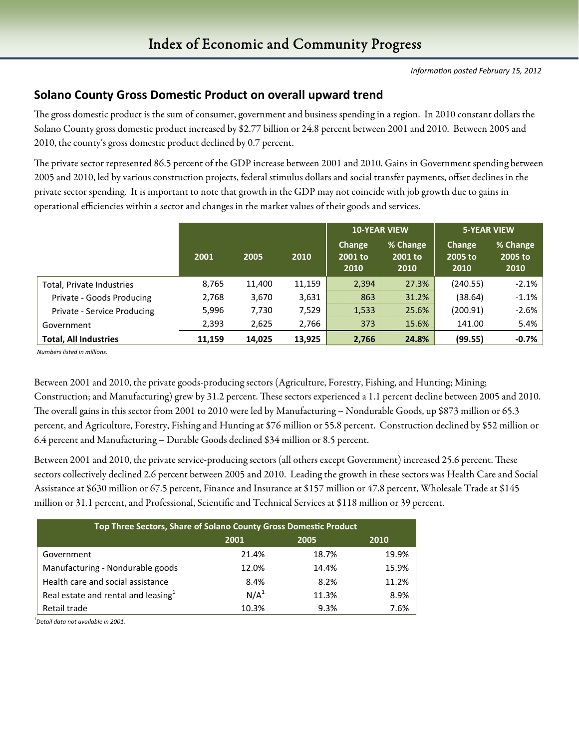# Index of Economic and Community Progress

*Information posted February 15, 2012*

## Solano County Gross Domestic Product on overall upward trend

The gross domestic product is the sum of consumer, government and business spending in a region. In 2010 constant dollars the Solano County gross domestic product increased by $2.77 billion or 24.8 percent between 2001 and 2010. Between 2005 and 2010, the county's gross domestic product declined by 0.7 percent.

The private sector represented 86.5 percent of the GDP increase between 2001 and 2010. Gains in Government spending between 2005 and 2010, led by various construction projects, federal stimulus dollars and social transfer payments, offset declines in the private sector spending. It is important to note that growth in the GDP may not coincide with job growth due to gains in operational efficiencies within a sector and changes in the market values of their goods and services.

| | | | | 10-YEAR VIEW | | 5-YEAR VIEW | |
|---|---|---|---|---|---|---|---|
| | 2001 | 2005 | 2010 | Change 2001 to 2010 | % Change 2001 to 2010 | Change 2005 to 2010 | % Change 2005 to 2010 |
| Total, Private Industries | 8,765 | 11,400 | 11,159 | 2,394 | 27.3% | (240.55) | -2.1% |
| Private - Goods Producing | 2,768 | 3,670 | 3,631 | 863 | 31.2% | (38.64) | -1.1% |
| Private - Service Producing | 5,996 | 7,730 | 7,529 | 1,533 | 25.6% | (200.91) | -2.6% |
| Government | 2,393 | 2,625 | 2,766 | 373 | 15.6% | 141.00 | 5.4% |
| **Total, All Industries** | **11,159** | **14,025** | **13,925** | **2,766** | **24.8%** | **(99.55)** | **-0.7%** |

*Numbers listed in millions.*

Between 2001 and 2010, the private goods-producing sectors (Agriculture, Forestry, Fishing, and Hunting; Mining; Construction; and Manufacturing) grew by 31.2 percent. These sectors experienced a 1.1 percent decline between 2005 and 2010. The overall gains in this sector from 2001 to 2010 were led by Manufacturing – Nondurable Goods, up $873 million or 65.3 percent, and Agriculture, Forestry, Fishing and Hunting at $76 million or 55.8 percent. Construction declined by $52 million or 6.4 percent and Manufacturing – Durable Goods declined $34 million or 8.5 percent.

Between 2001 and 2010, the private service-producing sectors (all others except Government) increased 25.6 percent. These sectors collectively declined 2.6 percent between 2005 and 2010. Leading the growth in these sectors was Health Care and Social Assistance at $630 million or 67.5 percent, Finance and Insurance at $157 million or 47.8 percent, Wholesale Trade at $145 million or 31.1 percent, and Professional, Scientific and Technical Services at $118 million or 39 percent.

| Top Three Sectors, Share of Solano County Gross Domestic Product | | | |
|---|---|---|---|
| | 2001 | 2005 | 2010 |
| Government | 21.4% | 18.7% | 19.9% |
| Manufacturing - Nondurable goods | 12.0% | 14.4% | 15.9% |
| Health care and social assistance | 8.4% | 8.2% | 11.2% |
| Real estate and rental and leasing[1] | N/A[1] | 11.3% | 8.9% |
| Retail trade | 10.3% | 9.3% | 7.6% |

*[1]Detail data not available in 2001.*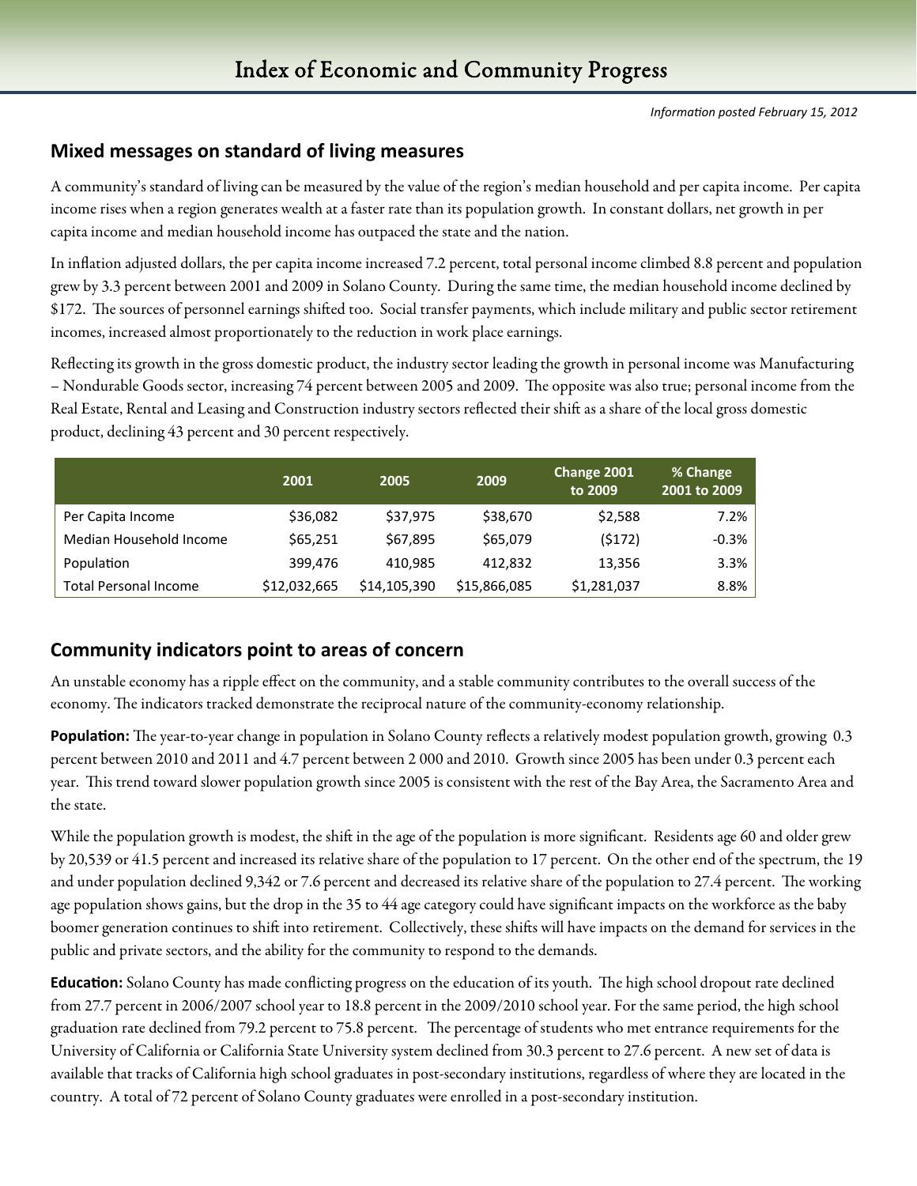# Index of Economic and Community Progress

*Information posted February 15, 2012*

## Mixed messages on standard of living measures

A community's standard of living can be measured by the value of the region's median household and per capita income. Per capita income rises when a region generates wealth at a faster rate than its population growth. In constant dollars, net growth in per capita income and median household income has outpaced the state and the nation.

In inflation adjusted dollars, the per capita income increased 7.2 percent, total personal income climbed 8.8 percent and population grew by 3.3 percent between 2001 and 2009 in Solano County. During the same time, the median household income declined by $172. The sources of personnel earnings shifted too. Social transfer payments, which include military and public sector retirement incomes, increased almost proportionately to the reduction in work place earnings.

Reflecting its growth in the gross domestic product, the industry sector leading the growth in personal income was Manufacturing – Nondurable Goods sector, increasing 74 percent between 2005 and 2009. The opposite was also true; personal income from the Real Estate, Rental and Leasing and Construction industry sectors reflected their shift as a share of the local gross domestic product, declining 43 percent and 30 percent respectively.

| | 2001 | 2005 | 2009 | Change 2001 to 2009 | % Change 2001 to 2009 |
|---|---|---|---|---|---|
| Per Capita Income | $36,082 | $37,975 | $38,670 | $2,588 | 7.2% |
| Median Household Income | $65,251 | $67,895 | $65,079 | ($172) | -0.3% |
| Population | 399,476 | 410,985 | 412,832 | 13,356 | 3.3% |
| Total Personal Income | $12,032,665 | $14,105,390 | $15,866,085 | $1,281,037 | 8.8% |

## Community indicators point to areas of concern

An unstable economy has a ripple effect on the community, and a stable community contributes to the overall success of the economy. The indicators tracked demonstrate the reciprocal nature of the community-economy relationship.

**Population:** The year-to-year change in population in Solano County reflects a relatively modest population growth, growing 0.3 percent between 2010 and 2011 and 4.7 percent between 2 000 and 2010. Growth since 2005 has been under 0.3 percent each year. This trend toward slower population growth since 2005 is consistent with the rest of the Bay Area, the Sacramento Area and the state.

While the population growth is modest, the shift in the age of the population is more significant. Residents age 60 and older grew by 20,539 or 41.5 percent and increased its relative share of the population to 17 percent. On the other end of the spectrum, the 19 and under population declined 9,342 or 7.6 percent and decreased its relative share of the population to 27.4 percent. The working age population shows gains, but the drop in the 35 to 44 age category could have significant impacts on the workforce as the baby boomer generation continues to shift into retirement. Collectively, these shifts will have impacts on the demand for services in the public and private sectors, and the ability for the community to respond to the demands.

**Education:** Solano County has made conflicting progress on the education of its youth. The high school dropout rate declined from 27.7 percent in 2006/2007 school year to 18.8 percent in the 2009/2010 school year. For the same period, the high school graduation rate declined from 79.2 percent to 75.8 percent. The percentage of students who met entrance requirements for the University of California or California State University system declined from 30.3 percent to 27.6 percent. A new set of data is available that tracks of California high school graduates in post-secondary institutions, regardless of where they are located in the country. A total of 72 percent of Solano County graduates were enrolled in a post-secondary institution.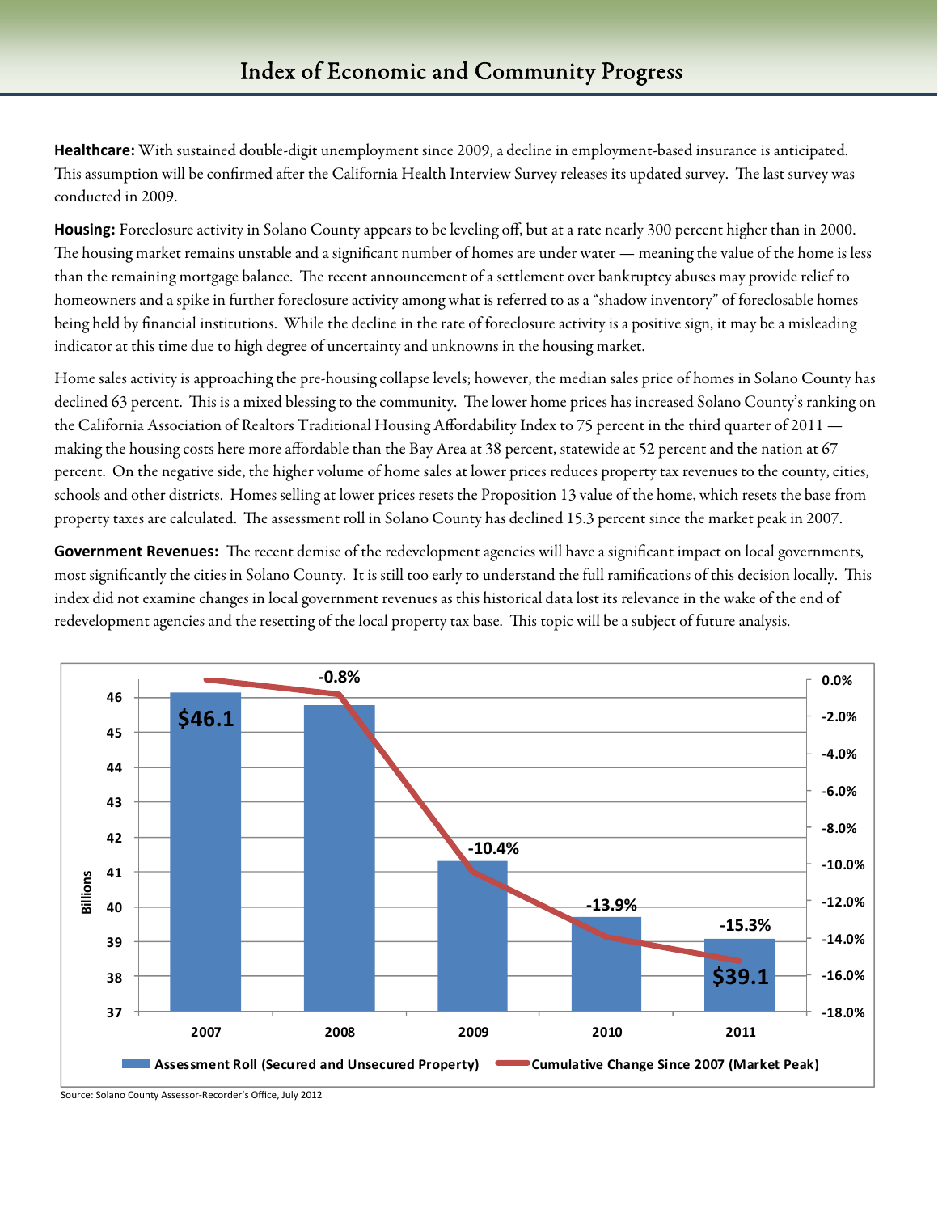**Healthcare:** With sustained double-digit unemployment since 2009, a decline in employment-based insurance is anticipated. This assumption will be confirmed after the California Health Interview Survey releases its updated survey. The last survey was conducted in 2009.

**Housing:** Foreclosure activity in Solano County appears to be leveling off, but at a rate nearly 300 percent higher than in 2000. The housing market remains unstable and a significant number of homes are under water — meaning the value of the home is less than the remaining mortgage balance. The recent announcement of a settlement over bankruptcy abuses may provide relief to homeowners and a spike in further foreclosure activity among what is referred to as a "shadow inventory" of foreclosable homes being held by financial institutions. While the decline in the rate of foreclosure activity is a positive sign, it may be a misleading indicator at this time due to high degree of uncertainty and unknowns in the housing market.

Home sales activity is approaching the pre-housing collapse levels; however, the median sales price of homes in Solano County has declined 63 percent. This is a mixed blessing to the community. The lower home prices has increased Solano County's ranking on the California Association of Realtors Traditional Housing Affordability Index to 75 percent in the third quarter of 2011 — making the housing costs here more affordable than the Bay Area at 38 percent, statewide at 52 percent and the nation at 67 percent. On the negative side, the higher volume of home sales at lower prices reduces property tax revenues to the county, cities, schools and other districts. Homes selling at lower prices resets the Proposition 13 value of the home, which resets the base from property taxes are calculated. The assessment roll in Solano County has declined 15.3 percent since the market peak in 2007.

**Government Revenues:** The recent demise of the redevelopment agencies will have a significant impact on local governments, most significantly the cities in Solano County. It is still too early to understand the full ramifications of this decision locally. This index did not examine changes in local government revenues as this historical data lost its relevance in the wake of the end of redevelopment agencies and the resetting of the local property tax base. This topic will be a subject of future analysis.

| Year | Assessment Roll (Secured and Unsecured Property) (Billions) | Cumulative Change Since 2007 (Market Peak) |
|---|---|---|
| 2007 | $46.1 | |
| 2008 | | -0.8% |
| 2009 | | -10.4% |
| 2010 | | -13.9% |
| 2011 | $39.1 | -15.3% |

Source: Solano County Assessor-Recorder's Office, July 2012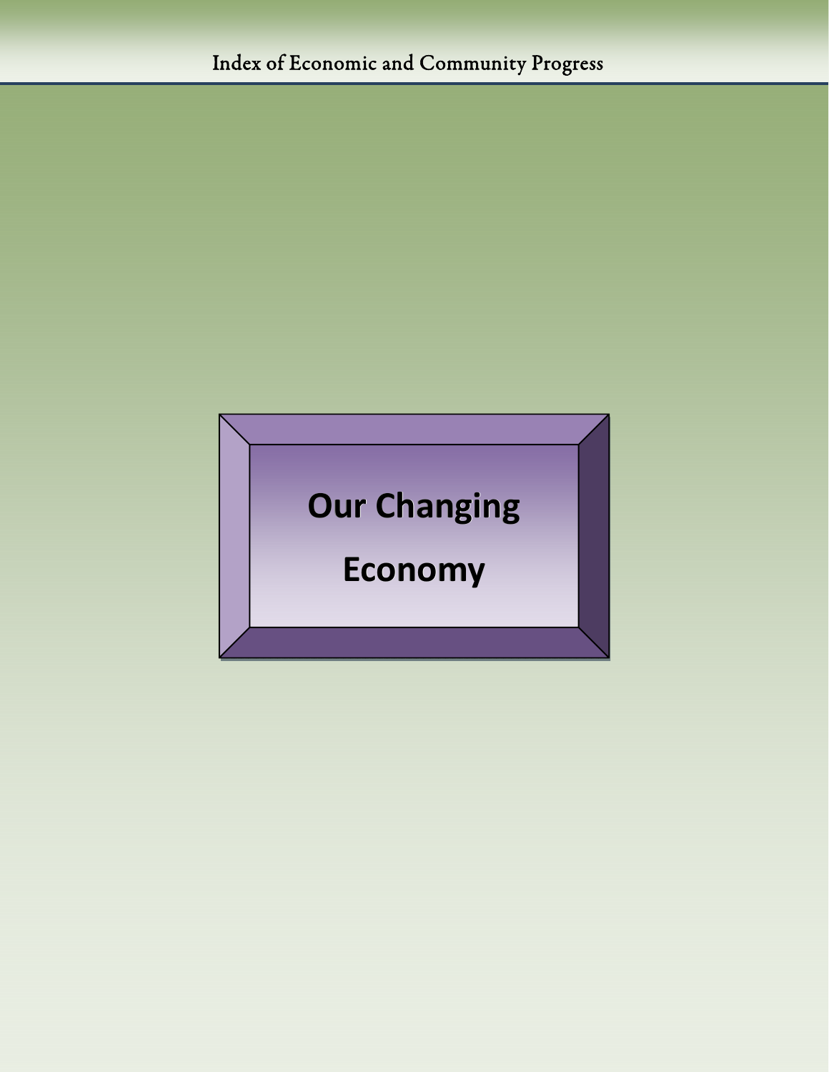# Our Changing Economy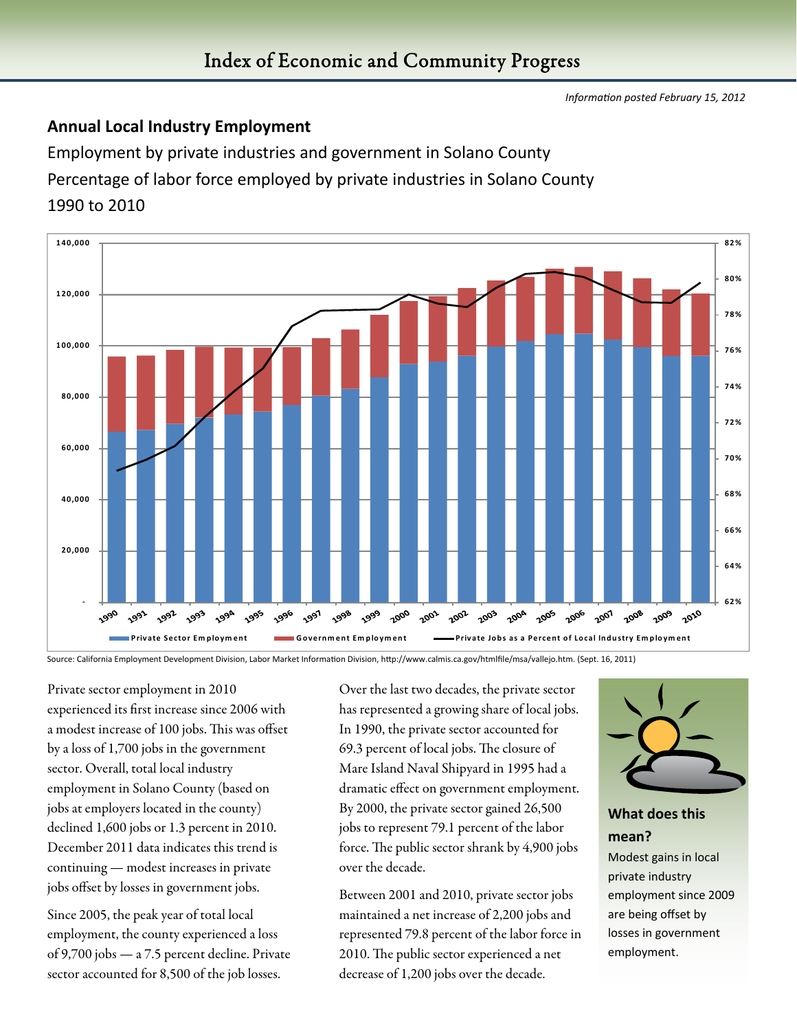Information posted February 15, 2012

## Annual Local Industry Employment

Employment by private industries and government in Solano County

Percentage of labor force employed by private industries in Solano County

1990 to 2010

Source: California Employment Development Division, Labor Market Information Division, http://www.calmis.ca.gov/htmlfile/msa/vallejo.htm. (Sept. 16, 2011)

Private sector employment in 2010 experienced its first increase since 2006 with a modest increase of 100 jobs. This was offset by a loss of 1,700 jobs in the government sector. Overall, total local industry employment in Solano County (based on jobs at employers located in the county) declined 1,600 jobs or 1.3 percent in 2010. December 2011 data indicates this trend is continuing — modest increases in private jobs offset by losses in government jobs.

Since 2005, the peak year of total local employment, the county experienced a loss of 9,700 jobs — a 7.5 percent decline. Private sector accounted for 8,500 of the job losses.

Over the last two decades, the private sector has represented a growing share of local jobs. In 1990, the private sector accounted for 69.3 percent of local jobs. The closure of Mare Island Naval Shipyard in 1995 had a dramatic effect on government employment. By 2000, the private sector gained 26,500 jobs to represent 79.1 percent of the labor force. The public sector shrank by 4,900 jobs over the decade.

Between 2001 and 2010, private sector jobs maintained a net increase of 2,200 jobs and represented 79.8 percent of the labor force in 2010. The public sector experienced a net decrease of 1,200 jobs over the decade.

### What does this mean?

Modest gains in local private industry employment since 2009 are being offset by losses in government employment.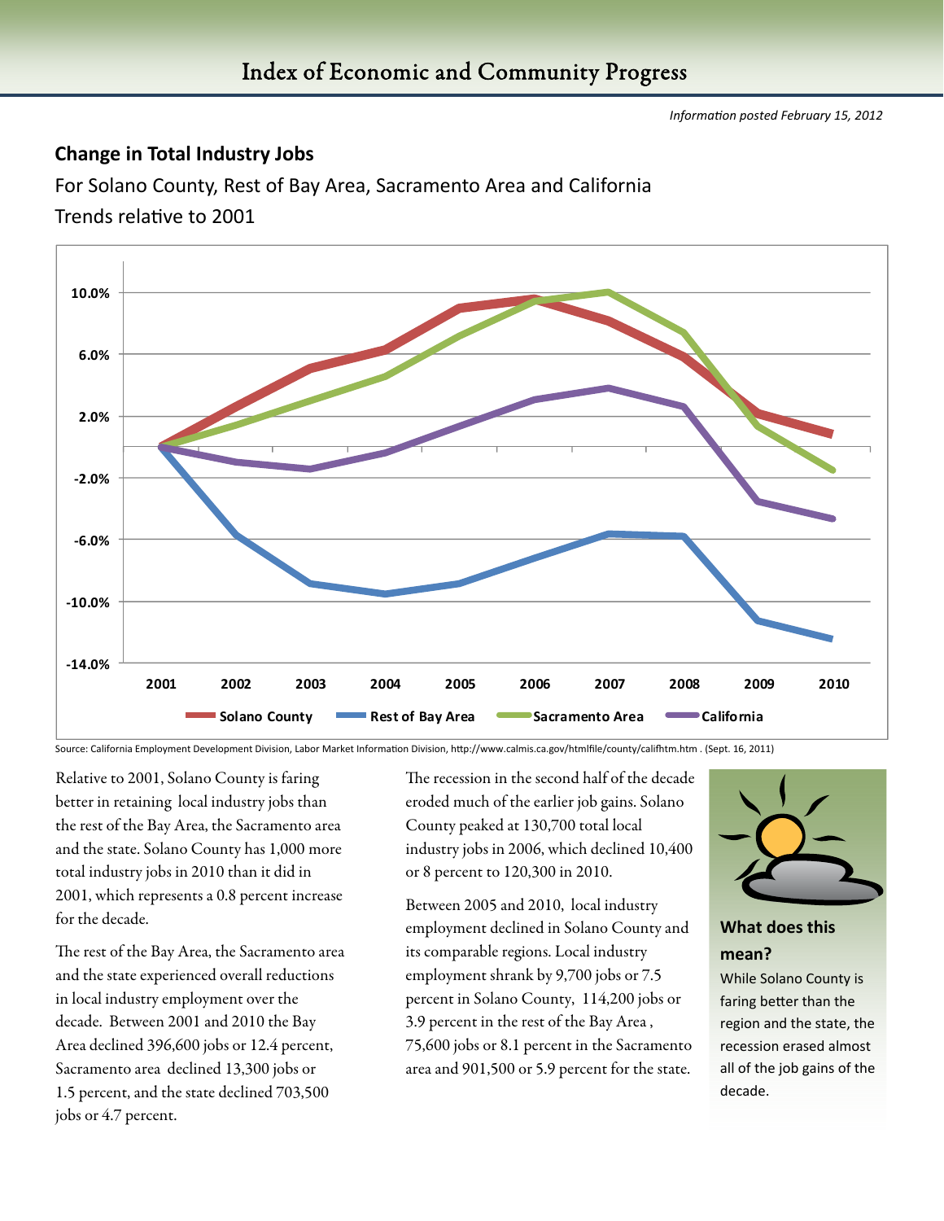# Index of Economic and Community Progress

*Information posted February 15, 2012*

## Change in Total Industry Jobs

For Solano County, Rest of Bay Area, Sacramento Area and California

Trends relative to 2001

Source: California Employment Development Division, Labor Market Information Division, http://www.calmis.ca.gov/htmlfile/county/califhtm.htm . (Sept. 16, 2011)

Relative to 2001, Solano County is faring better in retaining local industry jobs than the rest of the Bay Area, the Sacramento area and the state. Solano County has 1,000 more total industry jobs in 2010 than it did in 2001, which represents a 0.8 percent increase for the decade.

The rest of the Bay Area, the Sacramento area and the state experienced overall reductions in local industry employment over the decade. Between 2001 and 2010 the Bay Area declined 396,600 jobs or 12.4 percent, Sacramento area declined 13,300 jobs or 1.5 percent, and the state declined 703,500 jobs or 4.7 percent.

The recession in the second half of the decade eroded much of the earlier job gains. Solano County peaked at 130,700 total local industry jobs in 2006, which declined 10,400 or 8 percent to 120,300 in 2010.

Between 2005 and 2010, local industry employment declined in Solano County and its comparable regions. Local industry employment shrank by 9,700 jobs or 7.5 percent in Solano County, 114,200 jobs or 3.9 percent in the rest of the Bay Area , 75,600 jobs or 8.1 percent in the Sacramento area and 901,500 or 5.9 percent for the state.

### What does this mean?

While Solano County is faring better than the region and the state, the recession erased almost all of the job gains of the decade.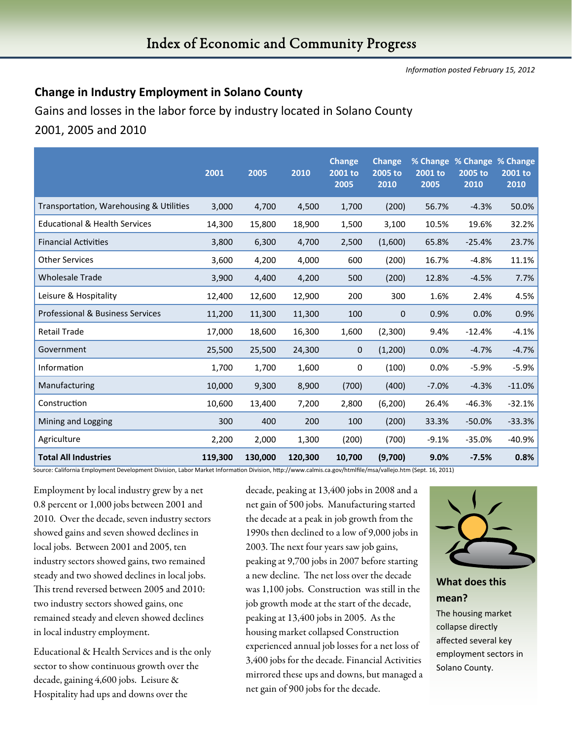# Index of Economic and Community Progress

*Information posted February 15, 2012*

## Change in Industry Employment in Solano County

Gains and losses in the labor force by industry located in Solano County

2001, 2005 and 2010

| | 2001 | 2005 | 2010 | Change 2001 to 2005 | Change 2005 to 2010 | % Change 2001 to 2005 | % Change 2005 to 2010 | % Change 2001 to 2010 |
|---|---|---|---|---|---|---|---|---|
| Transportation, Warehousing & Utilities | 3,000 | 4,700 | 4,500 | 1,700 | (200) | 56.7% | -4.3% | 50.0% |
| Educational & Health Services | 14,300 | 15,800 | 18,900 | 1,500 | 3,100 | 10.5% | 19.6% | 32.2% |
| Financial Activities | 3,800 | 6,300 | 4,700 | 2,500 | (1,600) | 65.8% | -25.4% | 23.7% |
| Other Services | 3,600 | 4,200 | 4,000 | 600 | (200) | 16.7% | -4.8% | 11.1% |
| Wholesale Trade | 3,900 | 4,400 | 4,200 | 500 | (200) | 12.8% | -4.5% | 7.7% |
| Leisure & Hospitality | 12,400 | 12,600 | 12,900 | 200 | 300 | 1.6% | 2.4% | 4.5% |
| Professional & Business Services | 11,200 | 11,300 | 11,300 | 100 | 0 | 0.9% | 0.0% | 0.9% |
| Retail Trade | 17,000 | 18,600 | 16,300 | 1,600 | (2,300) | 9.4% | -12.4% | -4.1% |
| Government | 25,500 | 25,500 | 24,300 | 0 | (1,200) | 0.0% | -4.7% | -4.7% |
| Information | 1,700 | 1,700 | 1,600 | 0 | (100) | 0.0% | -5.9% | -5.9% |
| Manufacturing | 10,000 | 9,300 | 8,900 | (700) | (400) | -7.0% | -4.3% | -11.0% |
| Construction | 10,600 | 13,400 | 7,200 | 2,800 | (6,200) | 26.4% | -46.3% | -32.1% |
| Mining and Logging | 300 | 400 | 200 | 100 | (200) | 33.3% | -50.0% | -33.3% |
| Agriculture | 2,200 | 2,000 | 1,300 | (200) | (700) | -9.1% | -35.0% | -40.9% |
| **Total All Industries** | **119,300** | **130,000** | **120,300** | **10,700** | **(9,700)** | **9.0%** | **-7.5%** | **0.8%** |

Source: California Employment Development Division, Labor Market Information Division, http://www.calmis.ca.gov/htmlfile/msa/vallejo.htm (Sept. 16, 2011)

Employment by local industry grew by a net 0.8 percent or 1,000 jobs between 2001 and 2010. Over the decade, seven industry sectors showed gains and seven showed declines in local jobs. Between 2001 and 2005, ten industry sectors showed gains, two remained steady and two showed declines in local jobs. This trend reversed between 2005 and 2010: two industry sectors showed gains, one remained steady and eleven showed declines in local industry employment.

Educational & Health Services and is the only sector to show continuous growth over the decade, gaining 4,600 jobs. Leisure & Hospitality had ups and downs over the decade, peaking at 13,400 jobs in 2008 and a net gain of 500 jobs. Manufacturing started the decade at a peak in job growth from the 1990s then declined to a low of 9,000 jobs in 2003. The next four years saw job gains, peaking at 9,700 jobs in 2007 before starting a new decline. The net loss over the decade was 1,100 jobs. Construction was still in the job growth mode at the start of the decade, peaking at 13,400 jobs in 2005. As the housing market collapsed Construction experienced annual job losses for a net loss of 3,400 jobs for the decade. Financial Activities mirrored these ups and downs, but managed a net gain of 900 jobs for the decade.

### What does this mean?

The housing market collapse directly affected several key employment sectors in Solano County.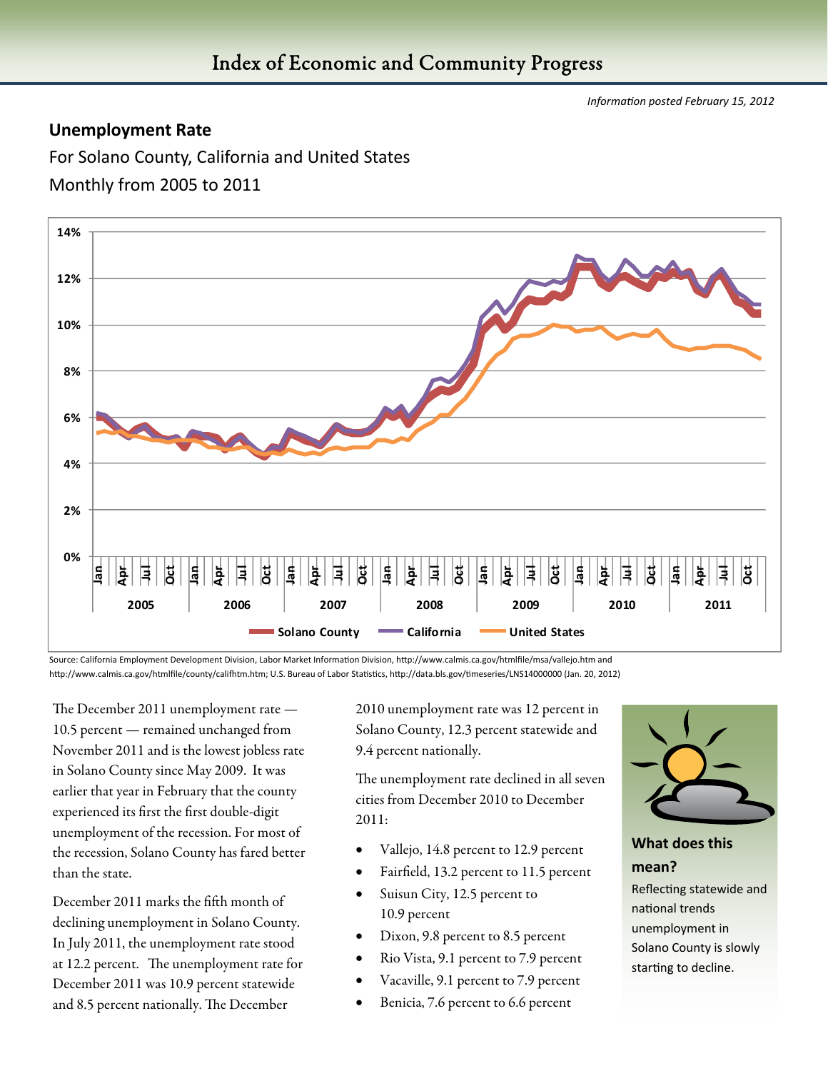*Information posted February 15, 2012*

## Unemployment Rate

For Solano County, California and United States

Monthly from 2005 to 2011

Source: California Employment Development Division, Labor Market Information Division, http://www.calmis.ca.gov/htmlfile/msa/vallejo.htm and http://www.calmis.ca.gov/htmlfile/county/califhtm.htm; U.S. Bureau of Labor Statistics, http://data.bls.gov/timeseries/LNS14000000 (Jan. 20, 2012)

The December 2011 unemployment rate — 10.5 percent — remained unchanged from November 2011 and is the lowest jobless rate in Solano County since May 2009. It was earlier that year in February that the county experienced its first the first double-digit unemployment of the recession. For most of the recession, Solano County has fared better than the state.

December 2011 marks the fifth month of declining unemployment in Solano County. In July 2011, the unemployment rate stood at 12.2 percent. The unemployment rate for December 2011 was 10.9 percent statewide and 8.5 percent nationally. The December 2010 unemployment rate was 12 percent in Solano County, 12.3 percent statewide and 9.4 percent nationally.

The unemployment rate declined in all seven cities from December 2010 to December 2011:

- Vallejo, 14.8 percent to 12.9 percent
- Fairfield, 13.2 percent to 11.5 percent
- Suisun City, 12.5 percent to 10.9 percent
- Dixon, 9.8 percent to 8.5 percent
- Rio Vista, 9.1 percent to 7.9 percent
- Vacaville, 9.1 percent to 7.9 percent
- Benicia, 7.6 percent to 6.6 percent

**What does this mean?**

Reflecting statewide and national trends unemployment in Solano County is slowly starting to decline.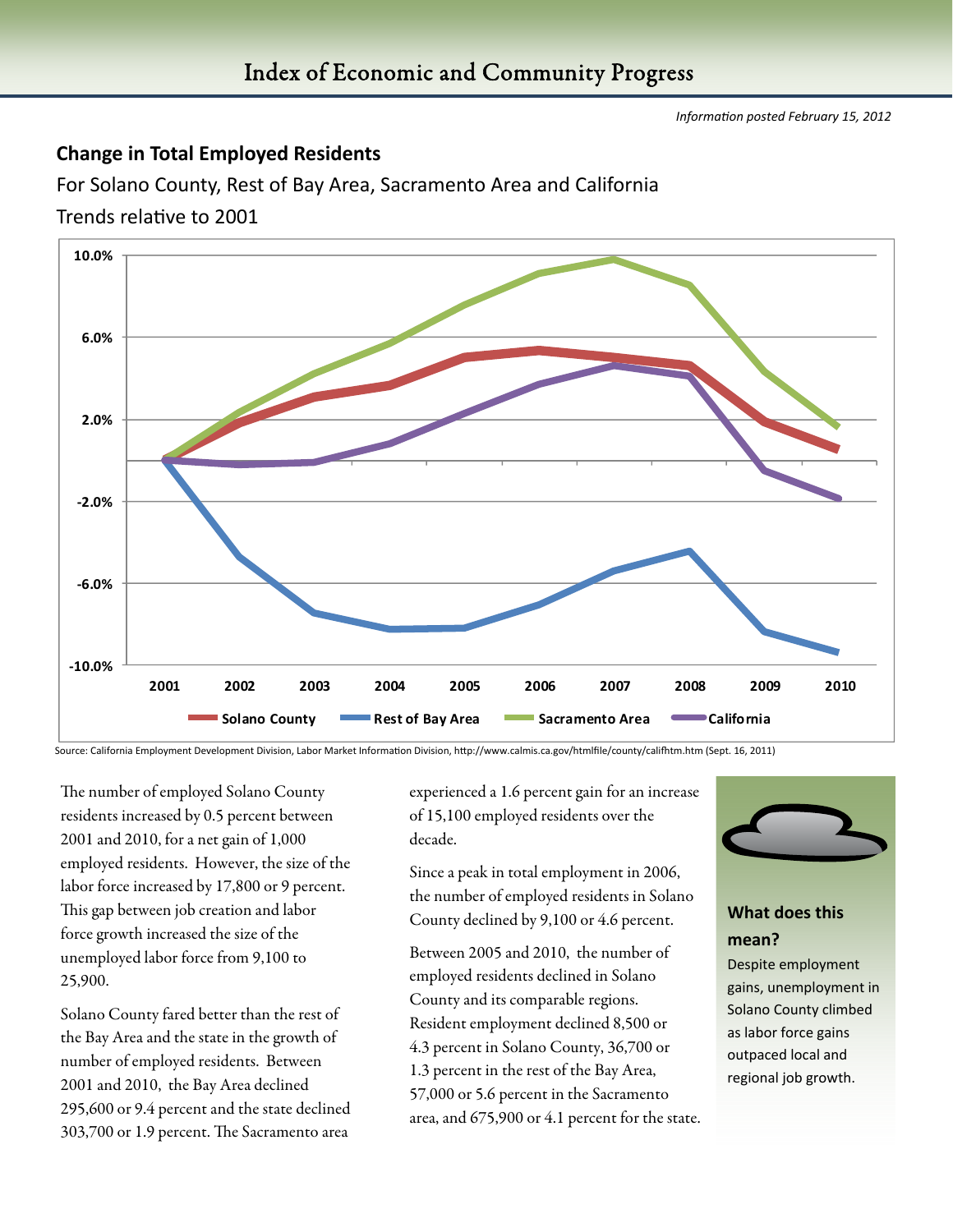# Index of Economic and Community Progress

*Information posted February 15, 2012*

## Change in Total Employed Residents

For Solano County, Rest of Bay Area, Sacramento Area and California

Trends relative to 2001

Source: California Employment Development Division, Labor Market Information Division, http://www.calmis.ca.gov/htmlfile/county/califhtm.htm (Sept. 16, 2011)

The number of employed Solano County residents increased by 0.5 percent between 2001 and 2010, for a net gain of 1,000 employed residents. However, the size of the labor force increased by 17,800 or 9 percent. This gap between job creation and labor force growth increased the size of the unemployed labor force from 9,100 to 25,900.

Solano County fared better than the rest of the Bay Area and the state in the growth of number of employed residents. Between 2001 and 2010, the Bay Area declined 295,600 or 9.4 percent and the state declined 303,700 or 1.9 percent. The Sacramento area experienced a 1.6 percent gain for an increase of 15,100 employed residents over the decade.

Since a peak in total employment in 2006, the number of employed residents in Solano County declined by 9,100 or 4.6 percent.

Between 2005 and 2010, the number of employed residents declined in Solano County and its comparable regions. Resident employment declined 8,500 or 4.3 percent in Solano County, 36,700 or 1.3 percent in the rest of the Bay Area, 57,000 or 5.6 percent in the Sacramento area, and 675,900 or 4.1 percent for the state.

### What does this mean?

Despite employment gains, unemployment in Solano County climbed as labor force gains outpaced local and regional job growth.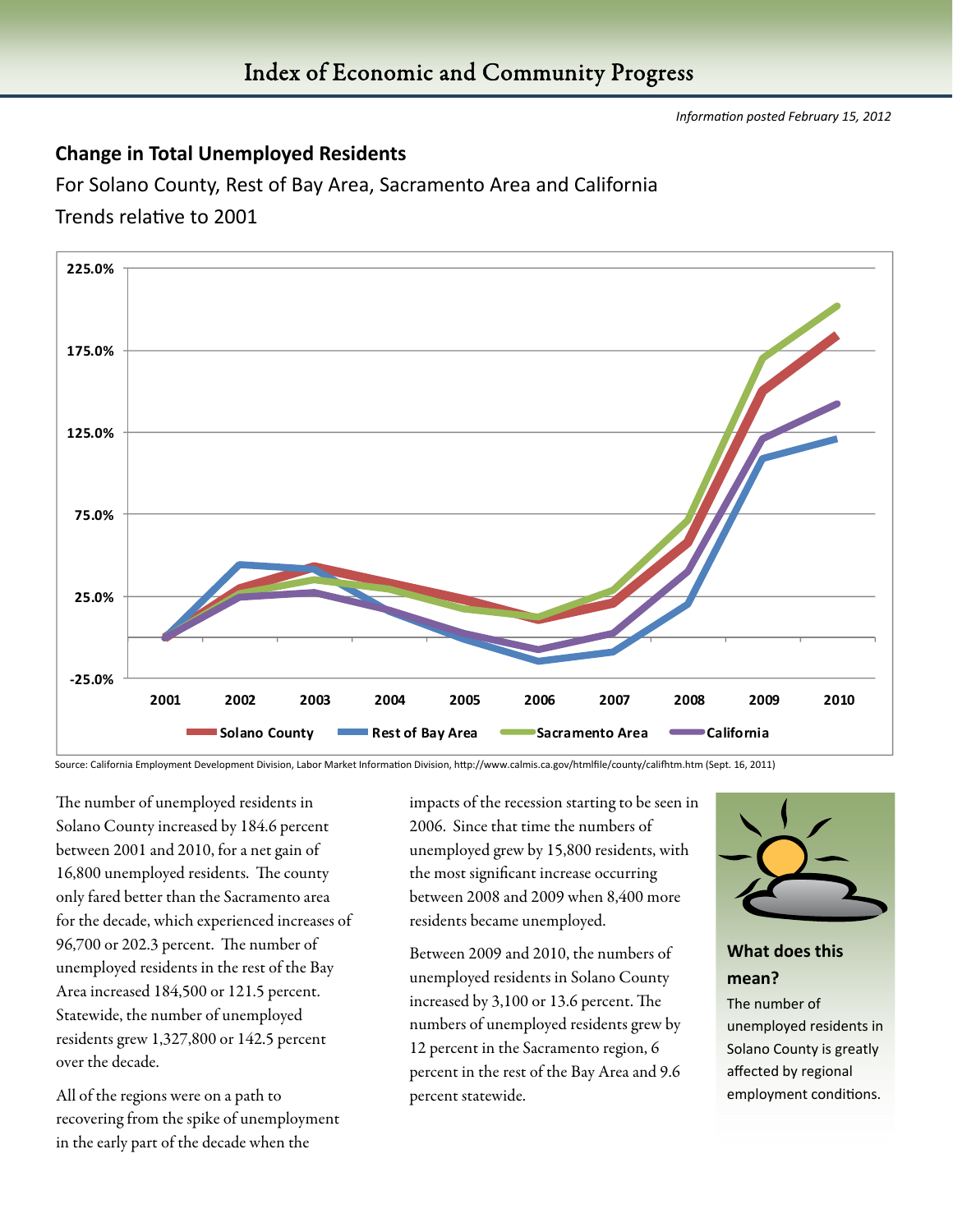# Index of Economic and Community Progress

*Information posted February 15, 2012*

## Change in Total Unemployed Residents

For Solano County, Rest of Bay Area, Sacramento Area and California

Trends relative to 2001

Source: California Employment Development Division, Labor Market Information Division, http://www.calmis.ca.gov/htmlfile/county/califhtm.htm (Sept. 16, 2011)

The number of unemployed residents in Solano County increased by 184.6 percent between 2001 and 2010, for a net gain of 16,800 unemployed residents. The county only fared better than the Sacramento area for the decade, which experienced increases of 96,700 or 202.3 percent. The number of unemployed residents in the rest of the Bay Area increased 184,500 or 121.5 percent. Statewide, the number of unemployed residents grew 1,327,800 or 142.5 percent over the decade.

All of the regions were on a path to recovering from the spike of unemployment in the early part of the decade when the impacts of the recession starting to be seen in 2006. Since that time the numbers of unemployed grew by 15,800 residents, with the most significant increase occurring between 2008 and 2009 when 8,400 more residents became unemployed.

Between 2009 and 2010, the numbers of unemployed residents in Solano County increased by 3,100 or 13.6 percent. The numbers of unemployed residents grew by 12 percent in the Sacramento region, 6 percent in the rest of the Bay Area and 9.6 percent statewide.

### What does this mean?

The number of unemployed residents in Solano County is greatly affected by regional employment conditions.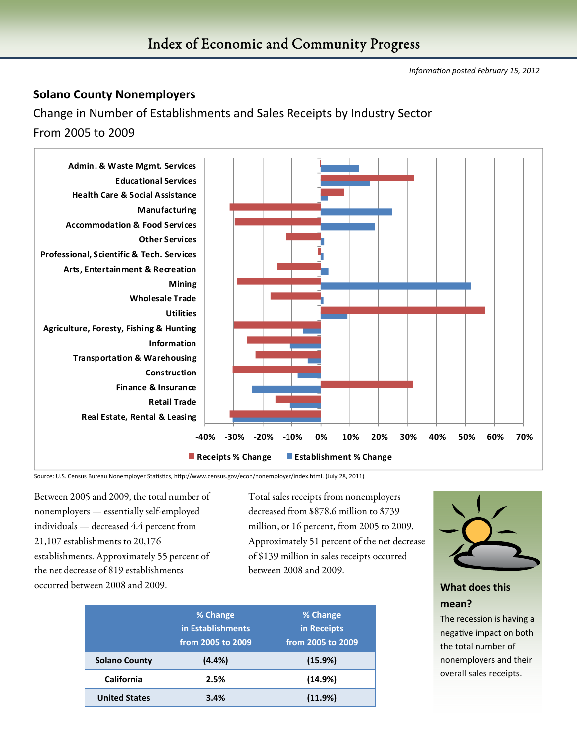*Information posted February 15, 2012*

## Solano County Nonemployers

Change in Number of Establishments and Sales Receipts by Industry Sector

From 2005 to 2009

Admin. & Waste Mgmt. Services
Educational Services
Health Care & Social Assistance
Manufacturing
Accommodation & Food Services
Other Services
Professional, Scientific & Tech. Services
Arts, Entertainment & Recreation
Mining
Wholesale Trade
Utilities
Agriculture, Foresty, Fishing & Hunting
Information
Transportation & Warehousing
Construction
Finance & Insurance
Retail Trade
Real Estate, Rental & Leasing

-40% -30% -20% -10% 0% 10% 20% 30% 40% 50% 60% 70%

Receipts % Change  Establishment % Change

Source: U.S. Census Bureau Nonemployer Statistics, http://www.census.gov/econ/nonemployer/index.html. (July 28, 2011)

Between 2005 and 2009, the total number of nonemployers — essentially self-employed individuals — decreased 4.4 percent from 21,107 establishments to 20,176 establishments. Approximately 55 percent of the net decrease of 819 establishments occurred between 2008 and 2009.

Total sales receipts from nonemployers decreased from $878.6 million to $739 million, or 16 percent, from 2005 to 2009. Approximately 51 percent of the net decrease of $139 million in sales receipts occurred between 2008 and 2009.

| | % Change in Establishments from 2005 to 2009 | % Change in Receipts from 2005 to 2009 |
|---|---|---|
| Solano County | (4.4%) | (15.9%) |
| California | 2.5% | (14.9%) |
| United States | 3.4% | (11.9%) |

### What does this mean?

The recession is having a negative impact on both the total number of nonemployers and their overall sales receipts.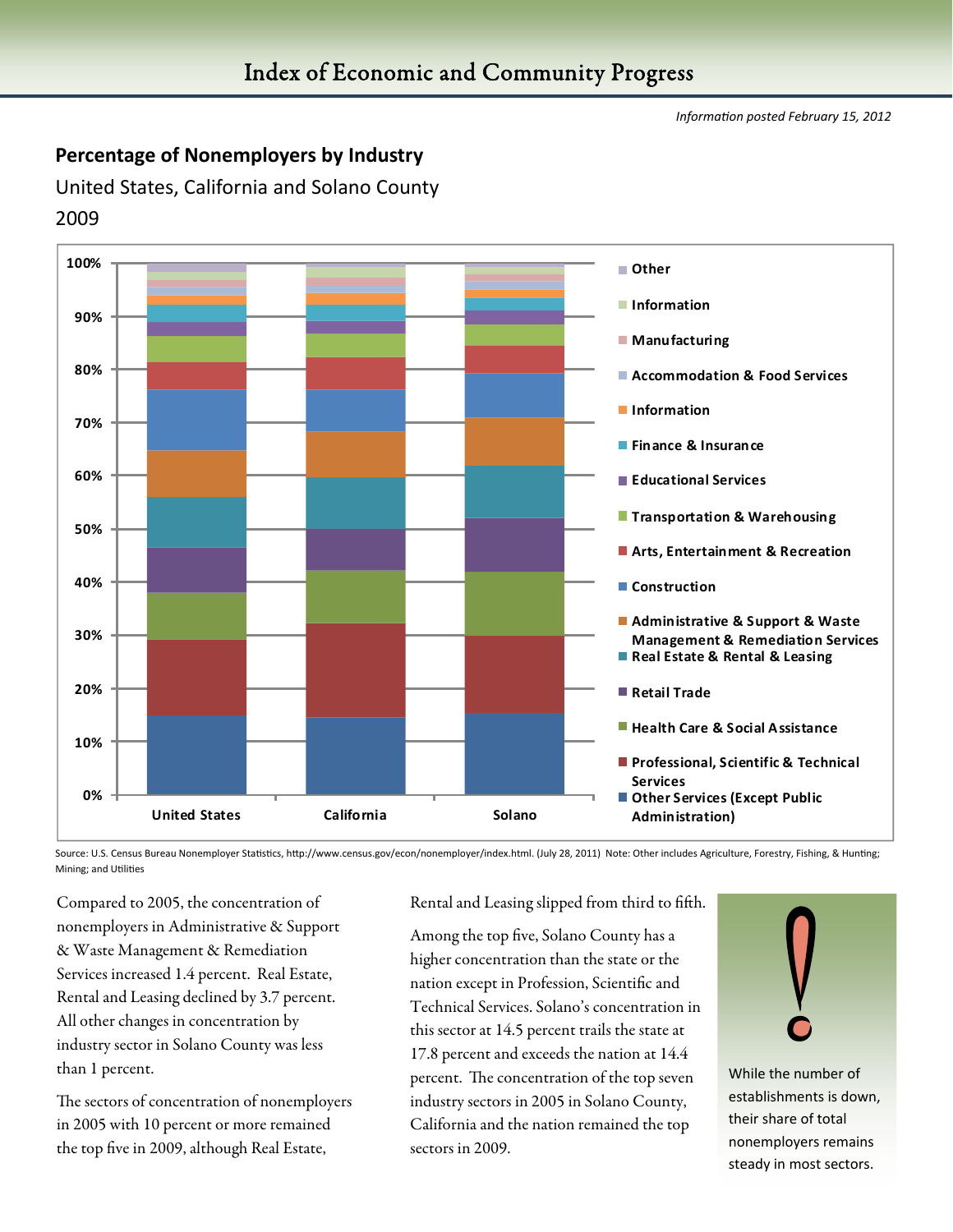# Index of Economic and Community Progress

*Information posted February 15, 2012*

## Percentage of Nonemployers by Industry

United States, California and Solano County

2009

Legend: Other; Information; Manufacturing; Accommodation & Food Services; Information; Finance & Insurance; Educational Services; Transportation & Warehousing; Arts, Entertainment & Recreation; Construction; Administrative & Support & Waste Management & Remediation Services; Real Estate & Rental & Leasing; Retail Trade; Health Care & Social Assistance; Professional, Scientific & Technical Services; Other Services (Except Public Administration)

Y-axis: 0%, 10%, 20%, 30%, 40%, 50%, 60%, 70%, 80%, 90%, 100%

X-axis: United States, California, Solano

Source: U.S. Census Bureau Nonemployer Statistics, http://www.census.gov/econ/nonemployer/index.html. (July 28, 2011) Note: Other includes Agriculture, Forestry, Fishing, & Hunting; Mining; and Utilities

Compared to 2005, the concentration of nonemployers in Administrative & Support & Waste Management & Remediation Services increased 1.4 percent. Real Estate, Rental and Leasing declined by 3.7 percent. All other changes in concentration by industry sector in Solano County was less than 1 percent.

The sectors of concentration of nonemployers in 2005 with 10 percent or more remained the top five in 2009, although Real Estate, Rental and Leasing slipped from third to fifth.

Among the top five, Solano County has a higher concentration than the state or the nation except in Profession, Scientific and Technical Services. Solano's concentration in this sector at 14.5 percent trails the state at 17.8 percent and exceeds the nation at 14.4 percent. The concentration of the top seven industry sectors in 2005 in Solano County, California and the nation remained the top sectors in 2009.

While the number of establishments is down, their share of total nonemployers remains steady in most sectors.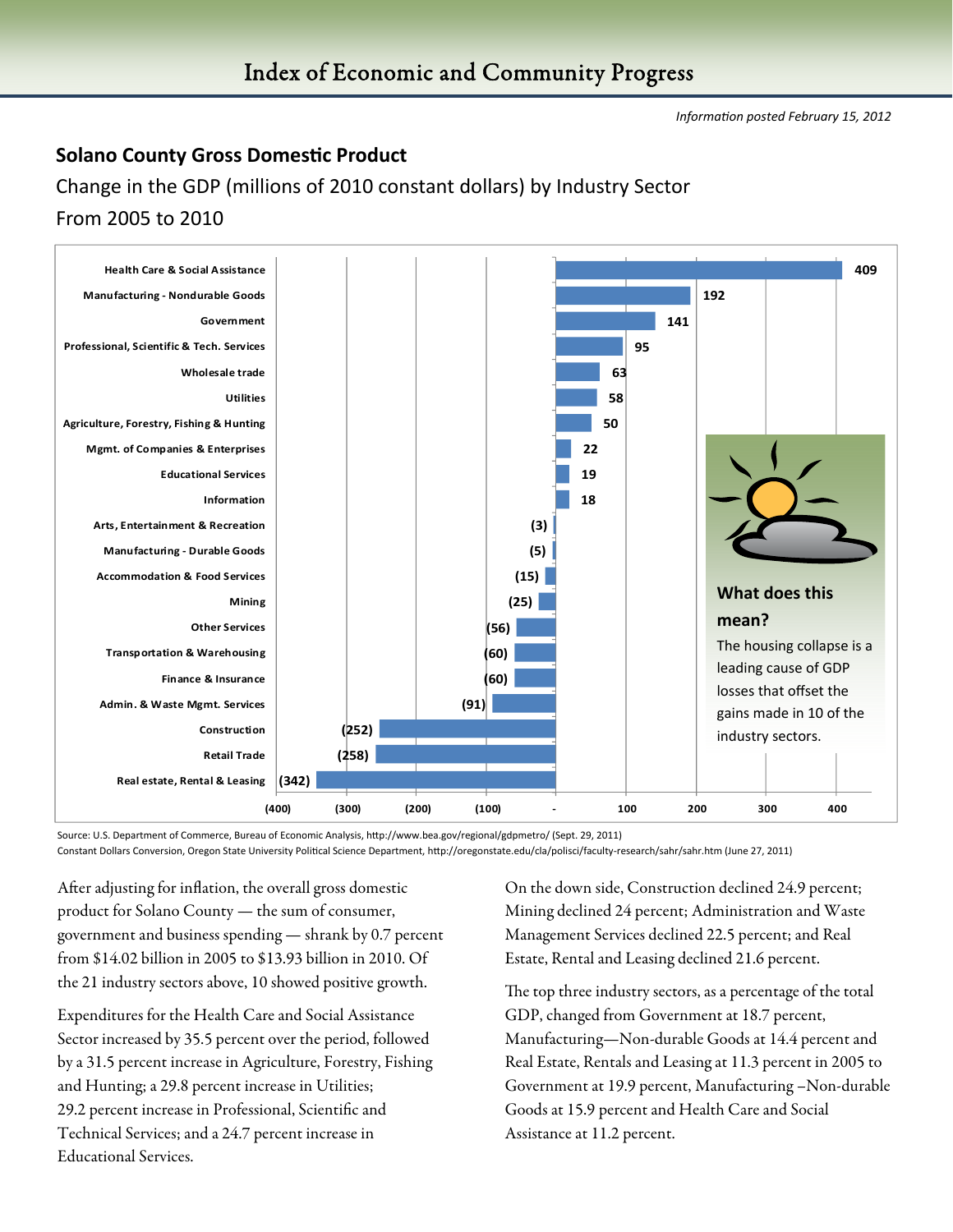# Index of Economic and Community Progress

*Information posted February 15, 2012*

## Solano County Gross Domestic Product

Change in the GDP (millions of 2010 constant dollars) by Industry Sector

From 2005 to 2010

| Industry Sector | Change |
|---|---|
| Health Care & Social Assistance | 409 |
| Manufacturing - Nondurable Goods | 192 |
| Government | 141 |
| Professional, Scientific & Tech. Services | 95 |
| Wholesale trade | 63 |
| Utilities | 58 |
| Agriculture, Forestry, Fishing & Hunting | 50 |
| Mgmt. of Companies & Enterprises | 22 |
| Educational Services | 19 |
| Information | 18 |
| Arts, Entertainment & Recreation | (3) |
| Manufacturing - Durable Goods | (5) |
| Accommodation & Food Services | (15) |
| Mining | (25) |
| Other Services | (56) |
| Transportation & Warehousing | (60) |
| Finance & Insurance | (60) |
| Admin. & Waste Mgmt. Services | (91) |
| Construction | (252) |
| Retail Trade | (258) |
| Real estate, Rental & Leasing | (342) |

**What does this mean?**

The housing collapse is a leading cause of GDP losses that offset the gains made in 10 of the industry sectors.

Source: U.S. Department of Commerce, Bureau of Economic Analysis, http://www.bea.gov/regional/gdpmetro/ (Sept. 29, 2011)
Constant Dollars Conversion, Oregon State University Political Science Department, http://oregonstate.edu/cla/polisci/faculty-research/sahr/sahr.htm (June 27, 2011)

After adjusting for inflation, the overall gross domestic product for Solano County — the sum of consumer, government and business spending — shrank by 0.7 percent from $14.02 billion in 2005 to $13.93 billion in 2010. Of the 21 industry sectors above, 10 showed positive growth.

Expenditures for the Health Care and Social Assistance Sector increased by 35.5 percent over the period, followed by a 31.5 percent increase in Agriculture, Forestry, Fishing and Hunting; a 29.8 percent increase in Utilities; 29.2 percent increase in Professional, Scientific and Technical Services; and a 24.7 percent increase in Educational Services.

On the down side, Construction declined 24.9 percent; Mining declined 24 percent; Administration and Waste Management Services declined 22.5 percent; and Real Estate, Rental and Leasing declined 21.6 percent.

The top three industry sectors, as a percentage of the total GDP, changed from Government at 18.7 percent, Manufacturing—Non-durable Goods at 14.4 percent and Real Estate, Rentals and Leasing at 11.3 percent in 2005 to Government at 19.9 percent, Manufacturing –Non-durable Goods at 15.9 percent and Health Care and Social Assistance at 11.2 percent.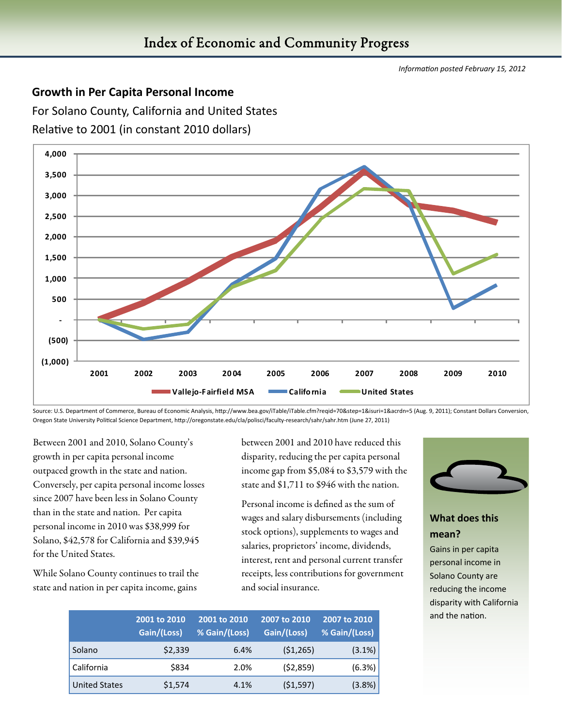*Information posted February 15, 2012*

## Growth in Per Capita Personal Income

For Solano County, California and United States

Relative to 2001 (in constant 2010 dollars)

Source: U.S. Department of Commerce, Bureau of Economic Analysis, http://www.bea.gov/iTable/iTable.cfm?reqid=70&step=1&isuri=1&acrdn=5 (Aug. 9, 2011); Constant Dollars Conversion, Oregon State University Political Science Department, http://oregonstate.edu/cla/polisci/faculty-research/sahr/sahr.htm (June 27, 2011)

Between 2001 and 2010, Solano County's growth in per capita personal income outpaced growth in the state and nation. Conversely, per capita personal income losses since 2007 have been less in Solano County than in the state and nation. Per capita personal income in 2010 was $38,999 for Solano, $42,578 for California and $39,945 for the United States.

While Solano County continues to trail the state and nation in per capita income, gains between 2001 and 2010 have reduced this disparity, reducing the per capita personal income gap from $5,084 to $3,579 with the state and $1,711 to $946 with the nation.

Personal income is defined as the sum of wages and salary disbursements (including stock options), supplements to wages and salaries, proprietors' income, dividends, interest, rent and personal current transfer receipts, less contributions for government and social insurance.

| | 2001 to 2010 Gain/(Loss) | 2001 to 2010 % Gain/(Loss) | 2007 to 2010 Gain/(Loss) | 2007 to 2010 % Gain/(Loss) |
|---|---|---|---|---|
| Solano | $2,339 | 6.4% | ($1,265) | (3.1%) |
| California | $834 | 2.0% | ($2,859) | (6.3%) |
| United States | $1,574 | 4.1% | ($1,597) | (3.8%) |

### What does this mean?

Gains in per capita personal income in Solano County are reducing the income disparity with California and the nation.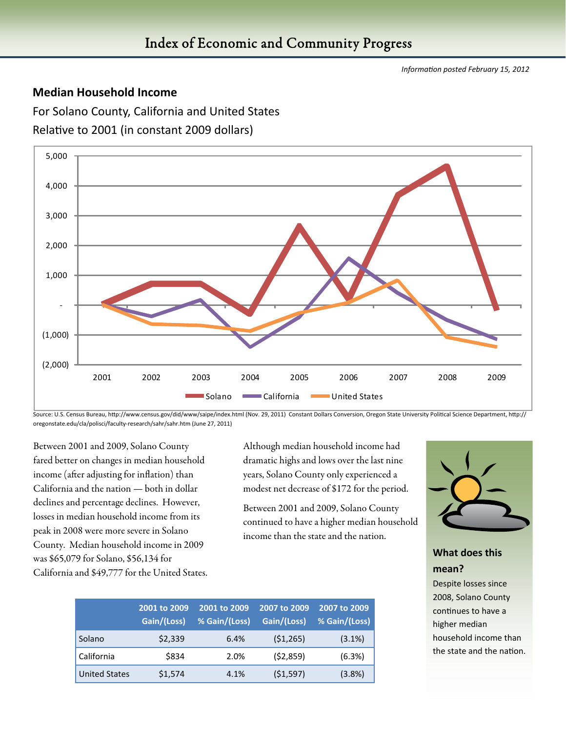# Index of Economic and Community Progress

*Information posted February 15, 2012*

## Median Household Income

For Solano County, California and United States

Relative to 2001 (in constant 2009 dollars)

Source: U.S. Census Bureau, http://www.census.gov/did/www/saipe/index.html (Nov. 29, 2011) Constant Dollars Conversion, Oregon State University Political Science Department, http://oregonstate.edu/cla/polisci/faculty-research/sahr/sahr.htm (June 27, 2011)

Between 2001 and 2009, Solano County fared better on changes in median household income (after adjusting for inflation) than California and the nation — both in dollar declines and percentage declines. However, losses in median household income from its peak in 2008 were more severe in Solano County. Median household income in 2009 was $65,079 for Solano, $56,134 for California and $49,777 for the United States.

Although median household income had dramatic highs and lows over the last nine years, Solano County only experienced a modest net decrease of $172 for the period.

Between 2001 and 2009, Solano County continued to have a higher median household income than the state and the nation.

| | 2001 to 2009 Gain/(Loss) | 2001 to 2009 % Gain/(Loss) | 2007 to 2009 Gain/(Loss) | 2007 to 2009 % Gain/(Loss) |
|---|---|---|---|---|
| Solano | $2,339 | 6.4% | ($1,265) | (3.1%) |
| California | $834 | 2.0% | ($2,859) | (6.3%) |
| United States | $1,574 | 4.1% | ($1,597) | (3.8%) |

### What does this mean?

Despite losses since 2008, Solano County continues to have a higher median household income than the state and the nation.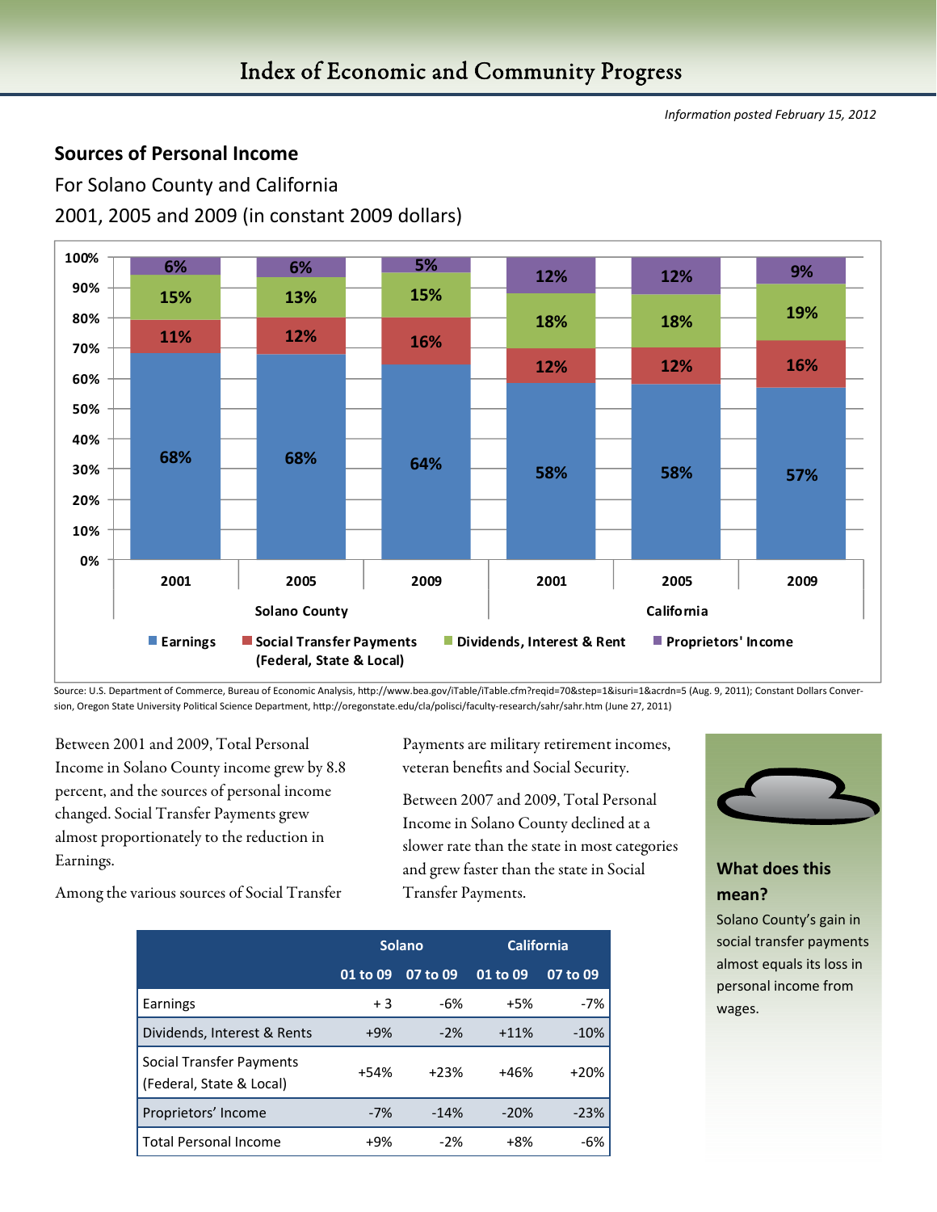# Index of Economic and Community Progress

*Information posted February 15, 2012*

## Sources of Personal Income

For Solano County and California

2001, 2005 and 2009 (in constant 2009 dollars)

| | Solano County 2001 | Solano County 2005 | Solano County 2009 | California 2001 | California 2005 | California 2009 |
|---|---|---|---|---|---|---|
| Earnings | 68% | 68% | 64% | 58% | 58% | 57% |
| Social Transfer Payments (Federal, State & Local) | 11% | 12% | 16% | 12% | 12% | 16% |
| Dividends, Interest & Rent | 15% | 13% | 15% | 18% | 18% | 19% |
| Proprietors' Income | 6% | 6% | 5% | 12% | 12% | 9% |

Source: U.S. Department of Commerce, Bureau of Economic Analysis, http://www.bea.gov/iTable/iTable.cfm?reqid=70&step=1&isuri=1&acrdn=5 (Aug. 9, 2011); Constant Dollars Conversion, Oregon State University Political Science Department, http://oregonstate.edu/cla/polisci/faculty-research/sahr/sahr.htm (June 27, 2011)

Between 2001 and 2009, Total Personal Income in Solano County income grew by 8.8 percent, and the sources of personal income changed. Social Transfer Payments grew almost proportionately to the reduction in Earnings.

Among the various sources of Social Transfer Payments are military retirement incomes, veteran benefits and Social Security.

Between 2007 and 2009, Total Personal Income in Solano County declined at a slower rate than the state in most categories and grew faster than the state in Social Transfer Payments.

| | Solano | | California | |
|---|---|---|---|---|
| | 01 to 09 | 07 to 09 | 01 to 09 | 07 to 09 |
| Earnings | + 3 | -6% | +5% | -7% |
| Dividends, Interest & Rents | +9% | -2% | +11% | -10% |
| Social Transfer Payments (Federal, State & Local) | +54% | +23% | +46% | +20% |
| Proprietors' Income | -7% | -14% | -20% | -23% |
| Total Personal Income | +9% | -2% | +8% | -6% |

### What does this mean?

Solano County's gain in social transfer payments almost equals its loss in personal income from wages.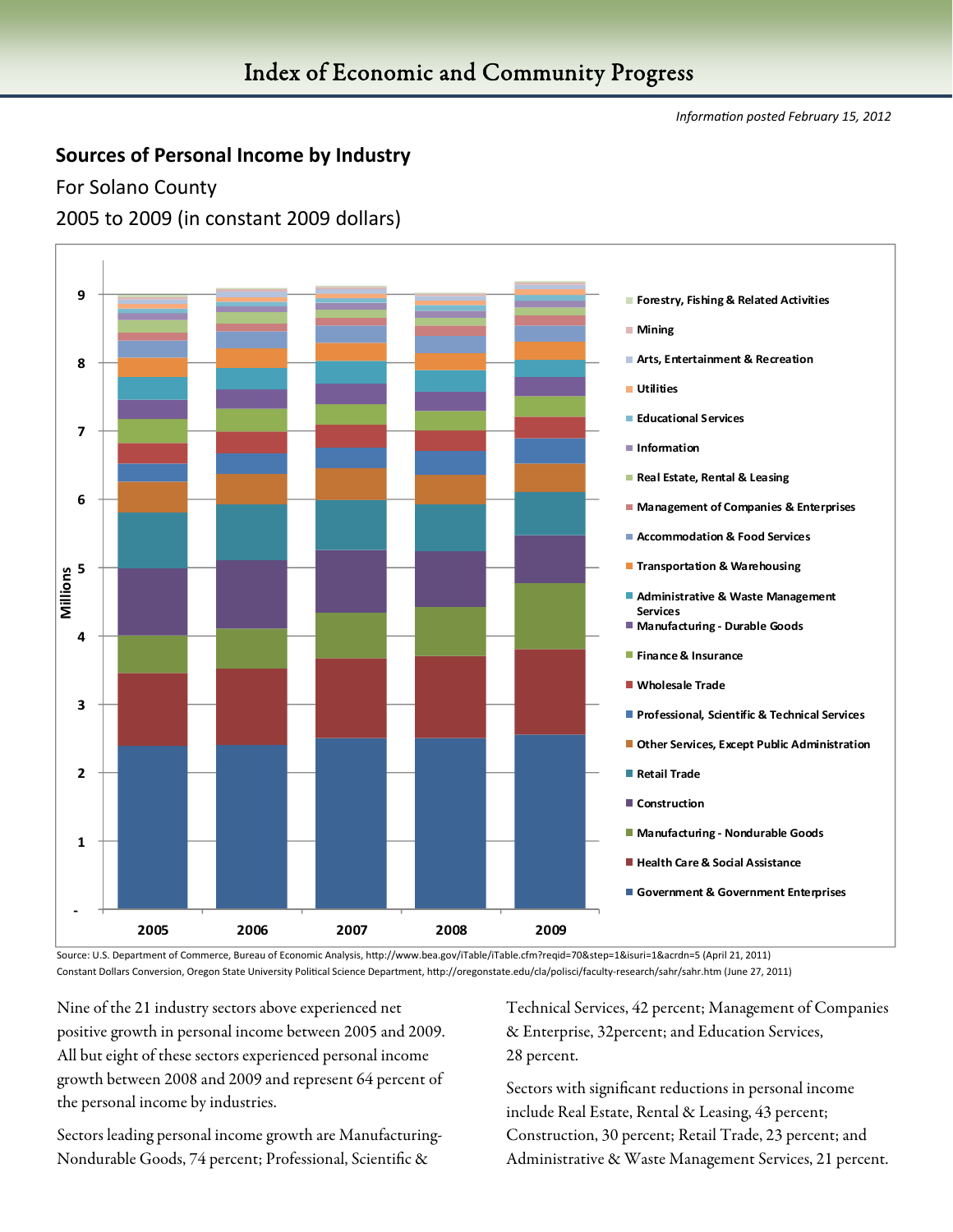# Index of Economic and Community Progress

*Information posted February 15, 2012*

## Sources of Personal Income by Industry

For Solano County

2005 to 2009 (in constant 2009 dollars)

Source: U.S. Department of Commerce, Bureau of Economic Analysis, http://www.bea.gov/iTable/iTable.cfm?reqid=70&step=1&isuri=1&acrdn=5 (April 21, 2011)
Constant Dollars Conversion, Oregon State University Political Science Department, http://oregonstate.edu/cla/polisci/faculty-research/sahr/sahr.htm (June 27, 2011)

Nine of the 21 industry sectors above experienced net positive growth in personal income between 2005 and 2009. All but eight of these sectors experienced personal income growth between 2008 and 2009 and represent 64 percent of the personal income by industries.

Sectors leading personal income growth are Manufacturing-Nondurable Goods, 74 percent; Professional, Scientific & Technical Services, 42 percent; Management of Companies & Enterprise, 32percent; and Education Services, 28 percent.

Sectors with significant reductions in personal income include Real Estate, Rental & Leasing, 43 percent; Construction, 30 percent; Retail Trade, 23 percent; and Administrative & Waste Management Services, 21 percent.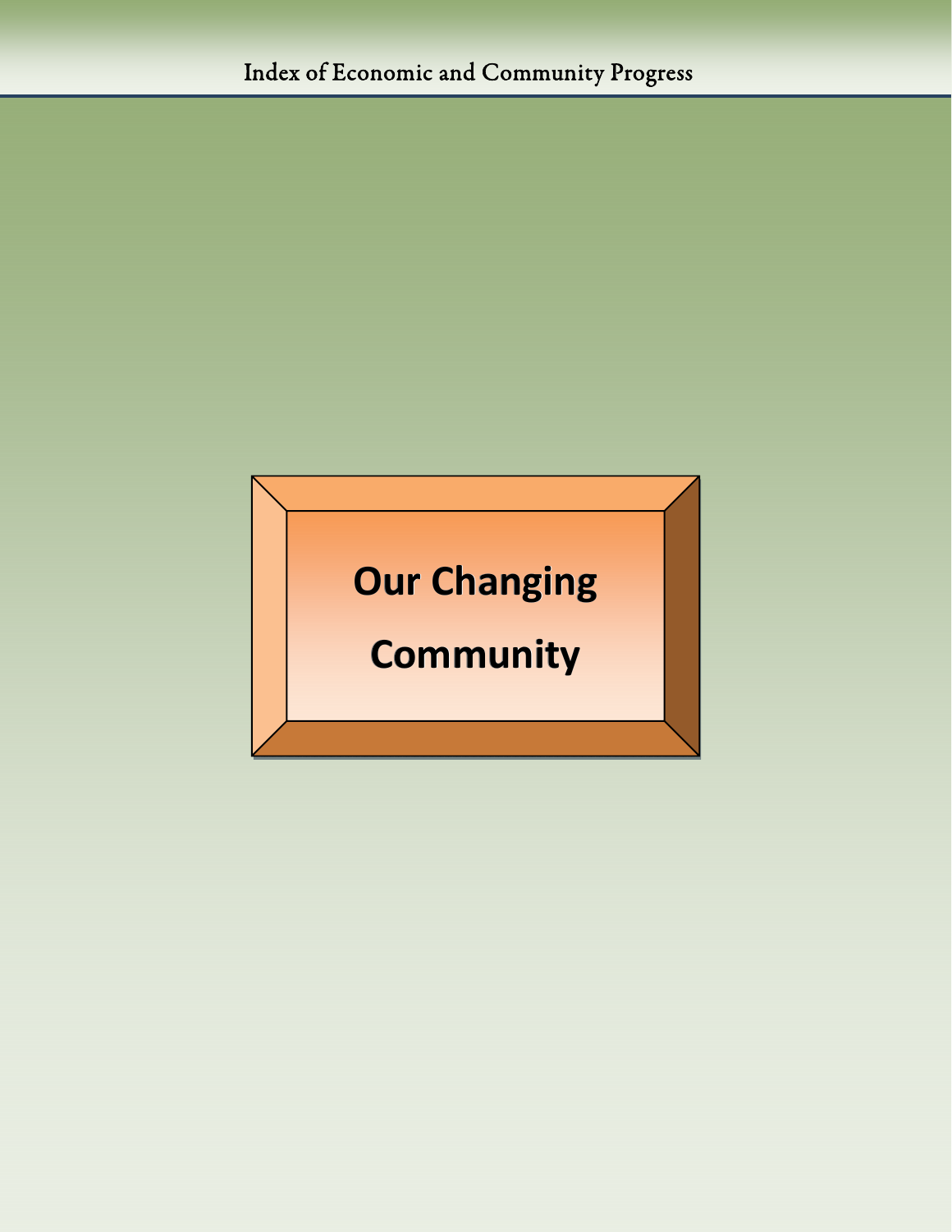# Our Changing Community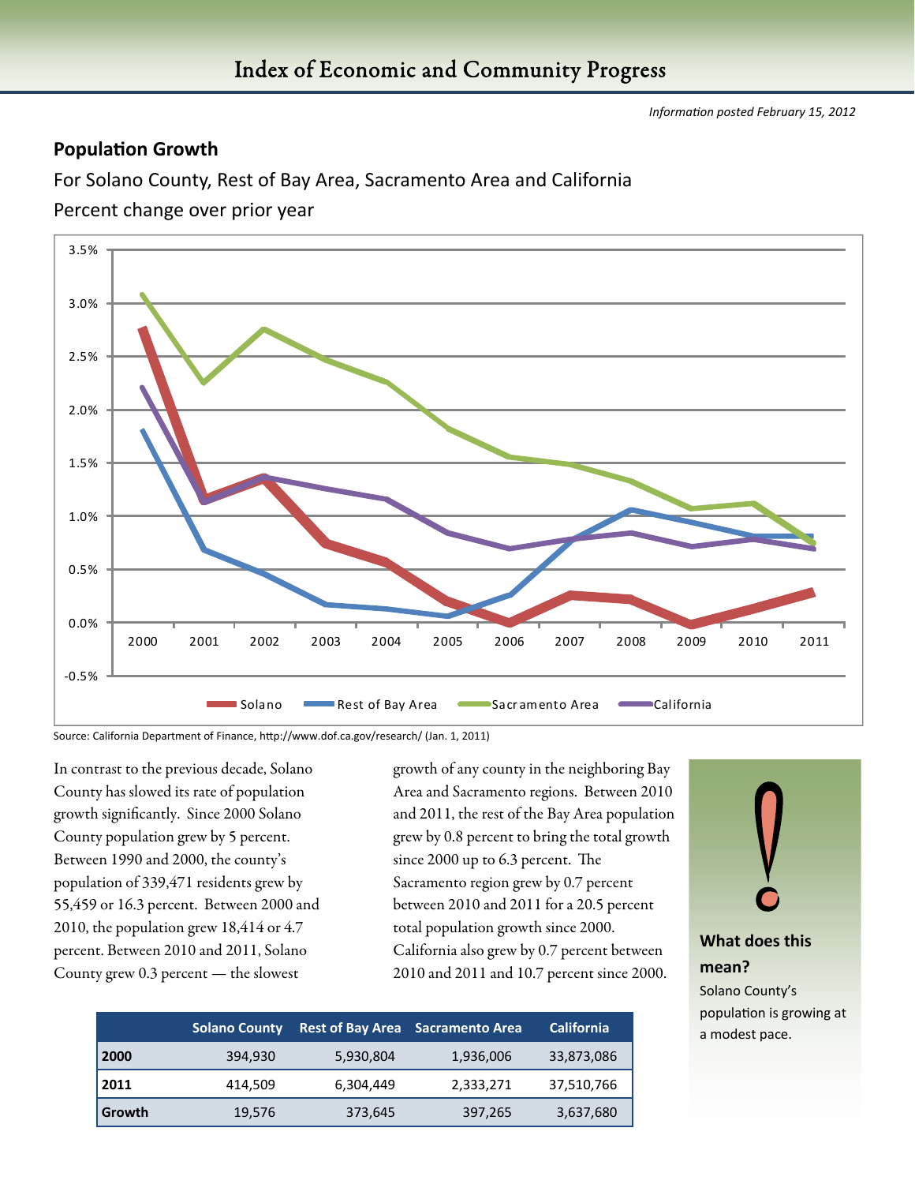# Index of Economic and Community Progress

*Information posted February 15, 2012*

## Population Growth

For Solano County, Rest of Bay Area, Sacramento Area and California

Percent change over prior year

Source: California Department of Finance, http://www.dof.ca.gov/research/ (Jan. 1, 2011)

In contrast to the previous decade, Solano County has slowed its rate of population growth significantly. Since 2000 Solano County population grew by 5 percent. Between 1990 and 2000, the county's population of 339,471 residents grew by 55,459 or 16.3 percent. Between 2000 and 2010, the population grew 18,414 or 4.7 percent. Between 2010 and 2011, Solano County grew 0.3 percent — the slowest growth of any county in the neighboring Bay Area and Sacramento regions. Between 2010 and 2011, the rest of the Bay Area population grew by 0.8 percent to bring the total growth since 2000 up to 6.3 percent. The Sacramento region grew by 0.7 percent between 2010 and 2011 for a 20.5 percent total population growth since 2000. California also grew by 0.7 percent between 2010 and 2011 and 10.7 percent since 2000.

| | Solano County | Rest of Bay Area | Sacramento Area | California |
|---|---|---|---|---|
| **2000** | 394,930 | 5,930,804 | 1,936,006 | 33,873,086 |
| **2011** | 414,509 | 6,304,449 | 2,333,271 | 37,510,766 |
| **Growth** | 19,576 | 373,645 | 397,265 | 3,637,680 |

**What does this mean?**

Solano County's population is growing at a modest pace.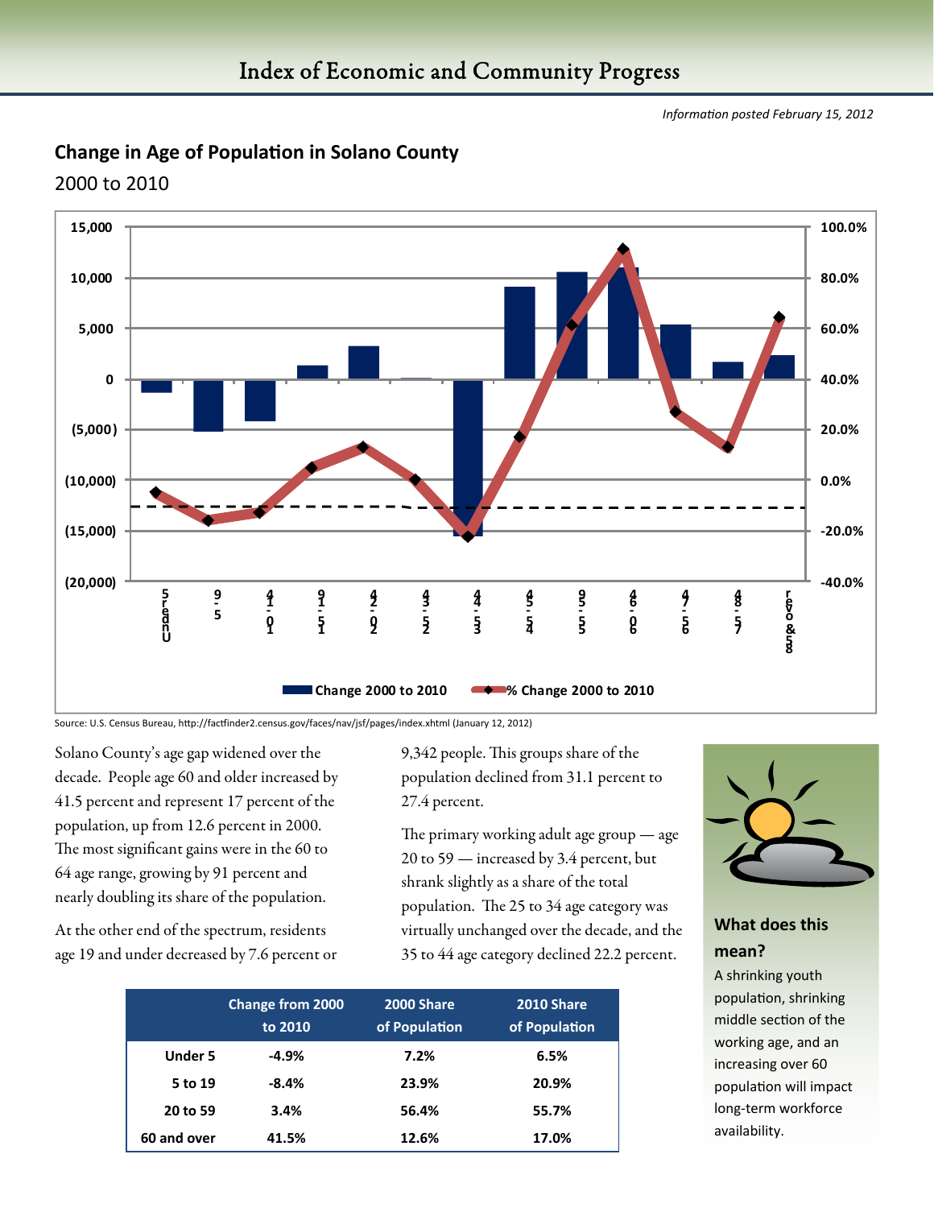# Index of Economic and Community Progress

*Information posted February 15, 2012*

## Change in Age of Population in Solano County

2000 to 2010

Source: U.S. Census Bureau, http://factfinder2.census.gov/faces/nav/jsf/pages/index.xhtml (January 12, 2012)

Solano County's age gap widened over the decade. People age 60 and older increased by 41.5 percent and represent 17 percent of the population, up from 12.6 percent in 2000. The most significant gains were in the 60 to 64 age range, growing by 91 percent and nearly doubling its share of the population.

At the other end of the spectrum, residents age 19 and under decreased by 7.6 percent or 9,342 people. This groups share of the population declined from 31.1 percent to 27.4 percent.

The primary working adult age group — age 20 to 59 — increased by 3.4 percent, but shrank slightly as a share of the total population. The 25 to 34 age category was virtually unchanged over the decade, and the 35 to 44 age category declined 22.2 percent.

| | Change from 2000 to 2010 | 2000 Share of Population | 2010 Share of Population |
|---|---|---|---|
| Under 5 | -4.9% | 7.2% | 6.5% |
| 5 to 19 | -8.4% | 23.9% | 20.9% |
| 20 to 59 | 3.4% | 56.4% | 55.7% |
| 60 and over | 41.5% | 12.6% | 17.0% |

### What does this mean?

A shrinking youth population, shrinking middle section of the working age, and an increasing over 60 population will impact long-term workforce availability.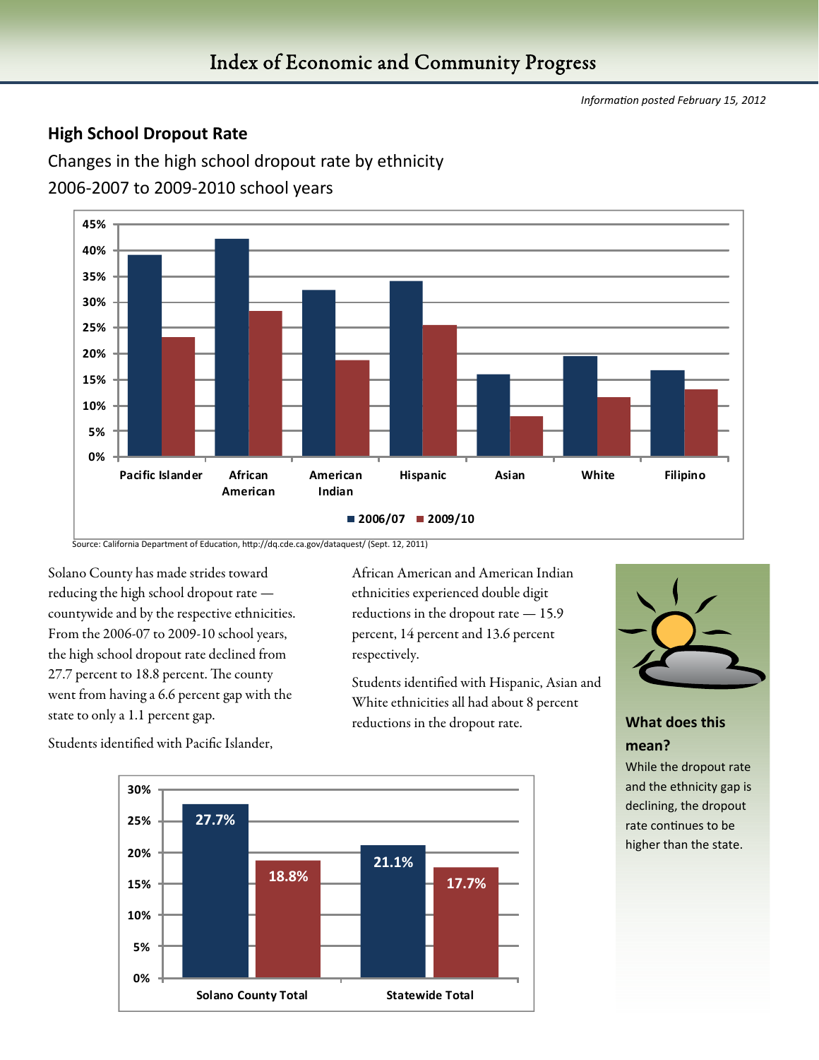*Information posted February 15, 2012*

## High School Dropout Rate

Changes in the high school dropout rate by ethnicity

2006-2007 to 2009-2010 school years

Source: California Department of Education, http://dq.cde.ca.gov/dataquest/ (Sept. 12, 2011)

Solano County has made strides toward reducing the high school dropout rate — countywide and by the respective ethnicities. From the 2006-07 to 2009-10 school years, the high school dropout rate declined from 27.7 percent to 18.8 percent. The county went from having a 6.6 percent gap with the state to only a 1.1 percent gap.

Students identified with Pacific Islander, African American and American Indian ethnicities experienced double digit reductions in the dropout rate — 15.9 percent, 14 percent and 13.6 percent respectively.

Students identified with Hispanic, Asian and White ethnicities all had about 8 percent reductions in the dropout rate.

| | 2006/07 | 2009/10 |
|---|---|---|
| Solano County Total | 27.7% | 18.8% |
| Statewide Total | 21.1% | 17.7% |

### What does this mean?

While the dropout rate and the ethnicity gap is declining, the dropout rate continues to be higher than the state.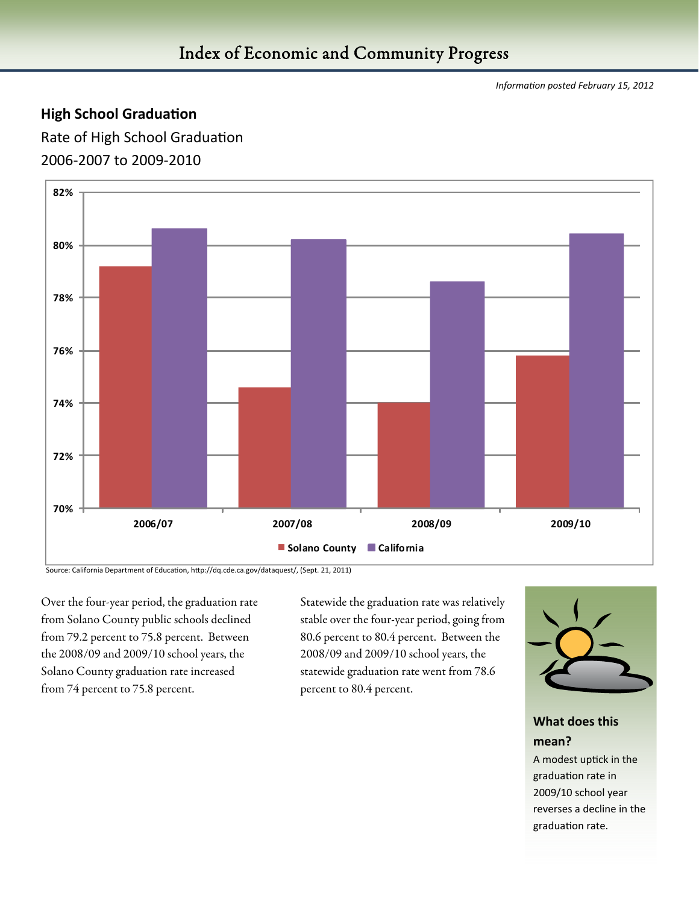*Information posted February 15, 2012*

## High School Graduation

Rate of High School Graduation

2006-2007 to 2009-2010

Source: California Department of Education, http://dq.cde.ca.gov/dataquest/, (Sept. 21, 2011)

Over the four-year period, the graduation rate from Solano County public schools declined from 79.2 percent to 75.8 percent. Between the 2008/09 and 2009/10 school years, the Solano County graduation rate increased from 74 percent to 75.8 percent.

Statewide the graduation rate was relatively stable over the four-year period, going from 80.6 percent to 80.4 percent. Between the 2008/09 and 2009/10 school years, the statewide graduation rate went from 78.6 percent to 80.4 percent.

### What does this mean?

A modest uptick in the graduation rate in 2009/10 school year reverses a decline in the graduation rate.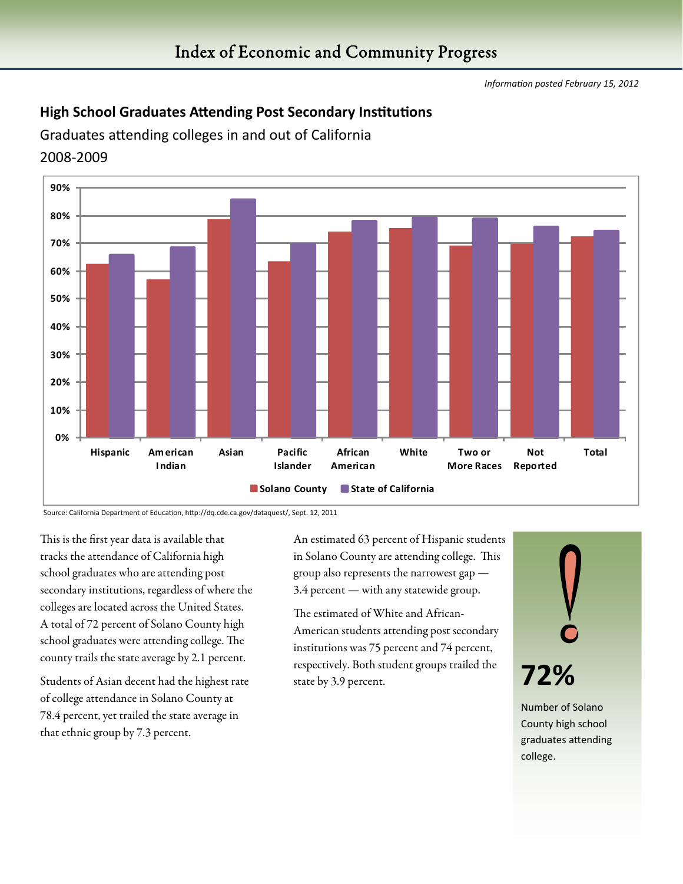*Information posted February 15, 2012*

## High School Graduates Attending Post Secondary Institutions

Graduates attending colleges in and out of California

2008-2009

Source: California Department of Education, http://dq.cde.ca.gov/dataquest/, Sept. 12, 2011

This is the first year data is available that tracks the attendance of California high school graduates who are attending post secondary institutions, regardless of where the colleges are located across the United States. A total of 72 percent of Solano County high school graduates were attending college. The county trails the state average by 2.1 percent.

Students of Asian decent had the highest rate of college attendance in Solano County at 78.4 percent, yet trailed the state average in that ethnic group by 7.3 percent.

An estimated 63 percent of Hispanic students in Solano County are attending college. This group also represents the narrowest gap — 3.4 percent — with any statewide group.

The estimated of White and African-American students attending post secondary institutions was 75 percent and 74 percent, respectively. Both student groups trailed the state by 3.9 percent.

**72%**

Number of Solano County high school graduates attending college.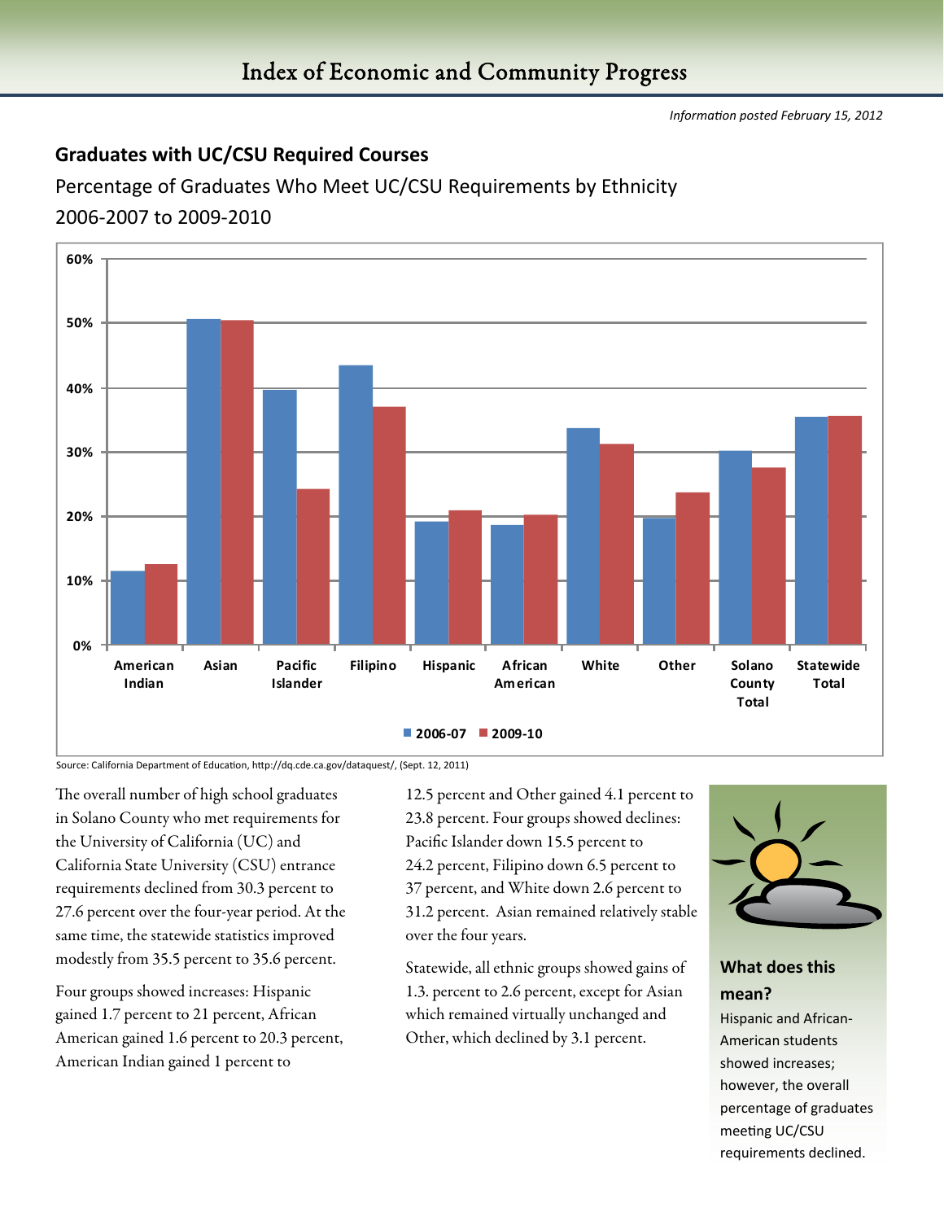*Information posted February 15, 2012*

## Graduates with UC/CSU Required Courses

Percentage of Graduates Who Meet UC/CSU Requirements by Ethnicity
2006-2007 to 2009-2010

Source: California Department of Education, http://dq.cde.ca.gov/dataquest/, (Sept. 12, 2011)

The overall number of high school graduates in Solano County who met requirements for the University of California (UC) and California State University (CSU) entrance requirements declined from 30.3 percent to 27.6 percent over the four-year period. At the same time, the statewide statistics improved modestly from 35.5 percent to 35.6 percent.

Four groups showed increases: Hispanic gained 1.7 percent to 21 percent, African American gained 1.6 percent to 20.3 percent, American Indian gained 1 percent to 12.5 percent and Other gained 4.1 percent to 23.8 percent. Four groups showed declines: Pacific Islander down 15.5 percent to 24.2 percent, Filipino down 6.5 percent to 37 percent, and White down 2.6 percent to 31.2 percent. Asian remained relatively stable over the four years.

Statewide, all ethnic groups showed gains of 1.3. percent to 2.6 percent, except for Asian which remained virtually unchanged and Other, which declined by 3.1 percent.

### What does this mean?

Hispanic and African-American students showed increases; however, the overall percentage of graduates meeting UC/CSU requirements declined.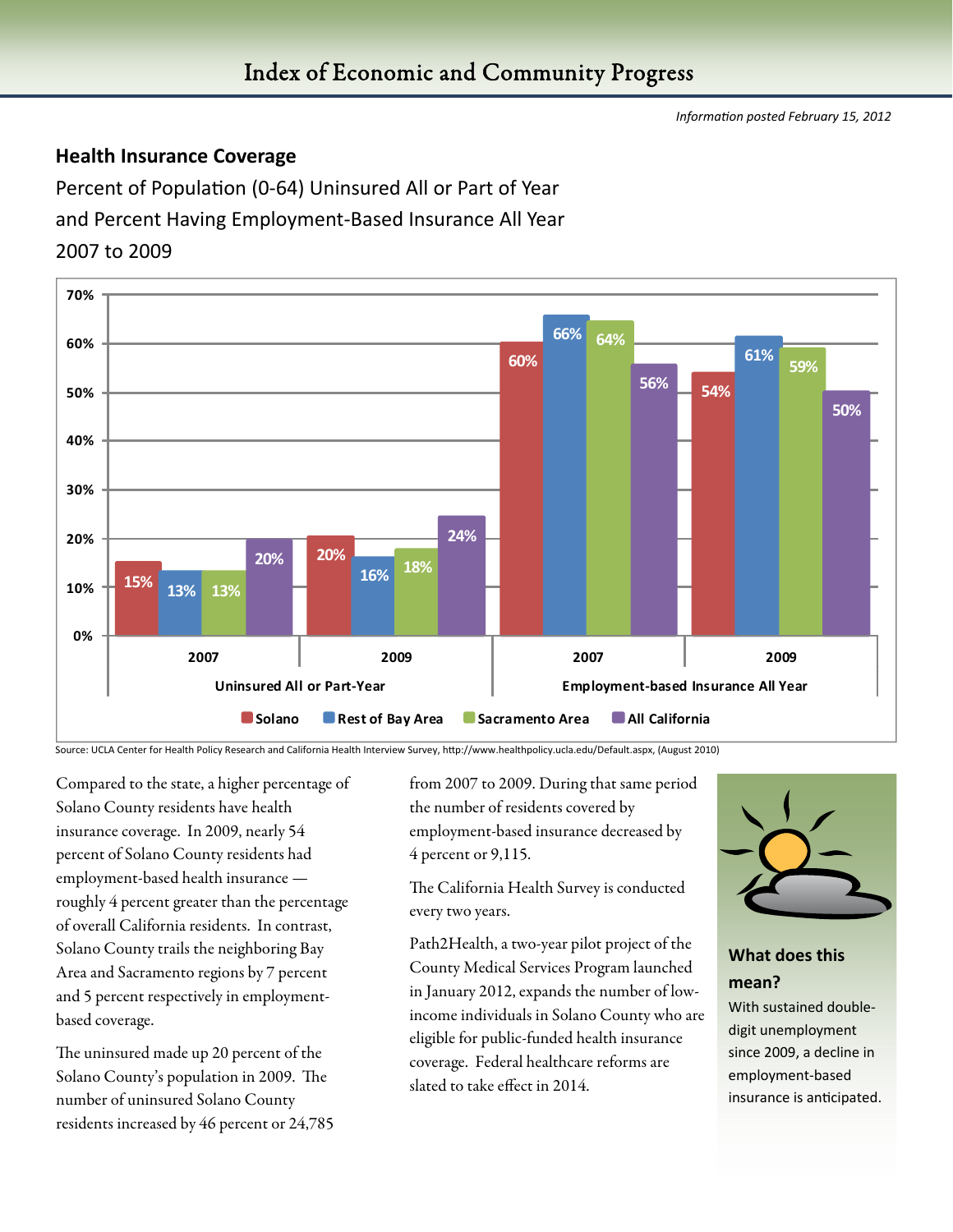# Index of Economic and Community Progress

*Information posted February 15, 2012*

## Health Insurance Coverage

Percent of Population (0-64) Uninsured All or Part of Year and Percent Having Employment-Based Insurance All Year 2007 to 2009

| | Uninsured All or Part-Year | | Employment-based Insurance All Year | |
|---|---|---|---|---|
| | 2007 | 2009 | 2007 | 2009 |
| Solano | 15% | 20% | 60% | 54% |
| Rest of Bay Area | 13% | 16% | 66% | 61% |
| Sacramento Area | 13% | 18% | 64% | 59% |
| All California | 20% | 24% | 56% | 50% |

Source: UCLA Center for Health Policy Research and California Health Interview Survey, http://www.healthpolicy.ucla.edu/Default.aspx, (August 2010)

Compared to the state, a higher percentage of Solano County residents have health insurance coverage. In 2009, nearly 54 percent of Solano County residents had employment-based health insurance — roughly 4 percent greater than the percentage of overall California residents. In contrast, Solano County trails the neighboring Bay Area and Sacramento regions by 7 percent and 5 percent respectively in employment-based coverage.

The uninsured made up 20 percent of the Solano County's population in 2009. The number of uninsured Solano County residents increased by 46 percent or 24,785 from 2007 to 2009. During that same period the number of residents covered by employment-based insurance decreased by 4 percent or 9,115.

The California Health Survey is conducted every two years.

Path2Health, a two-year pilot project of the County Medical Services Program launched in January 2012, expands the number of low-income individuals in Solano County who are eligible for public-funded health insurance coverage. Federal healthcare reforms are slated to take effect in 2014.

### What does this mean?

With sustained double-digit unemployment since 2009, a decline in employment-based insurance is anticipated.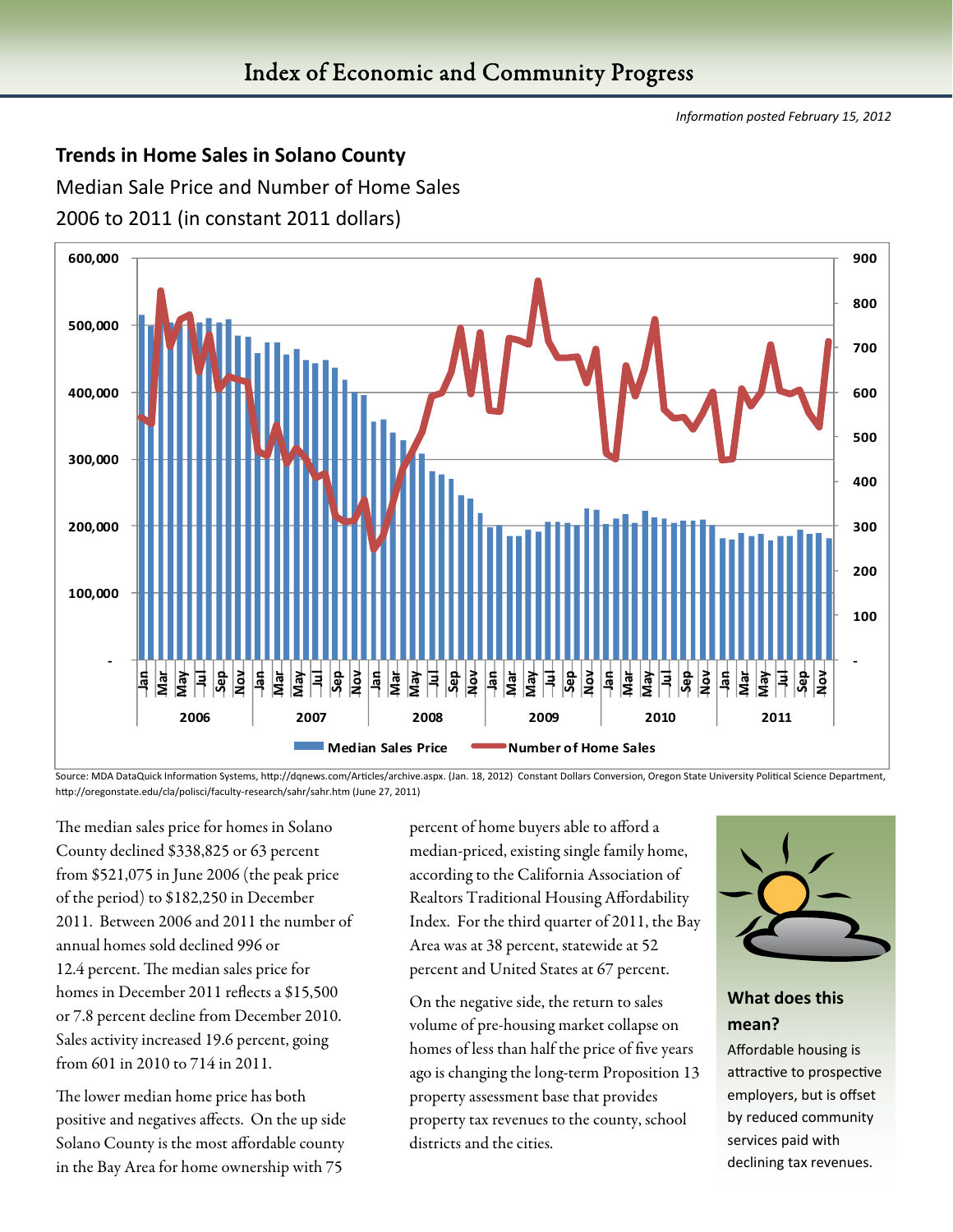*Information posted February 15, 2012*

## Trends in Home Sales in Solano County

Median Sale Price and Number of Home Sales

2006 to 2011 (in constant 2011 dollars)

Source: MDA DataQuick Information Systems, http://dqnews.com/Articles/archive.aspx. (Jan. 18, 2012) Constant Dollars Conversion, Oregon State University Political Science Department, http://oregonstate.edu/cla/polisci/faculty-research/sahr/sahr.htm (June 27, 2011)

The median sales price for homes in Solano County declined $338,825 or 63 percent from $521,075 in June 2006 (the peak price of the period) to $182,250 in December 2011. Between 2006 and 2011 the number of annual homes sold declined 996 or 12.4 percent. The median sales price for homes in December 2011 reflects a $15,500 or 7.8 percent decline from December 2010. Sales activity increased 19.6 percent, going from 601 in 2010 to 714 in 2011.

The lower median home price has both positive and negatives affects. On the up side Solano County is the most affordable county in the Bay Area for home ownership with 75 percent of home buyers able to afford a median-priced, existing single family home, according to the California Association of Realtors Traditional Housing Affordability Index. For the third quarter of 2011, the Bay Area was at 38 percent, statewide at 52 percent and United States at 67 percent.

On the negative side, the return to sales volume of pre-housing market collapse on homes of less than half the price of five years ago is changing the long-term Proposition 13 property assessment base that provides property tax revenues to the county, school districts and the cities.

**What does this mean?**

Affordable housing is attractive to prospective employers, but is offset by reduced community services paid with declining tax revenues.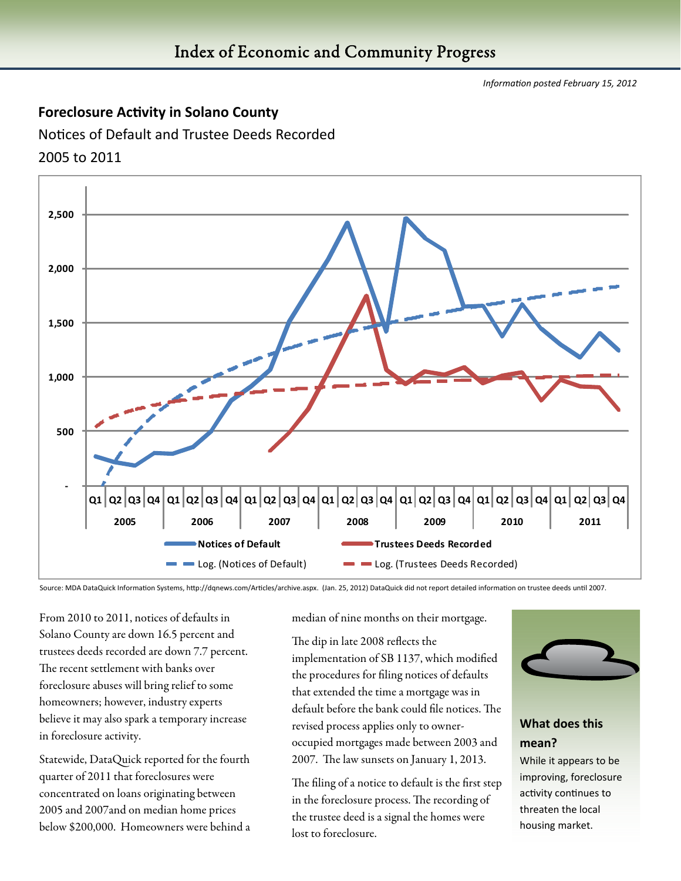# Index of Economic and Community Progress

*Information posted February 15, 2012*

## Foreclosure Activity in Solano County

Notices of Default and Trustee Deeds Recorded

2005 to 2011

Source: MDA DataQuick Information Systems, http://dqnews.com/Articles/archive.aspx. (Jan. 25, 2012) DataQuick did not report detailed information on trustee deeds until 2007.

From 2010 to 2011, notices of defaults in Solano County are down 16.5 percent and trustees deeds recorded are down 7.7 percent. The recent settlement with banks over foreclosure abuses will bring relief to some homeowners; however, industry experts believe it may also spark a temporary increase in foreclosure activity.

Statewide, DataQuick reported for the fourth quarter of 2011 that foreclosures were concentrated on loans originating between 2005 and 2007and on median home prices below $200,000. Homeowners were behind a median of nine months on their mortgage.

The dip in late 2008 reflects the implementation of SB 1137, which modified the procedures for filing notices of defaults that extended the time a mortgage was in default before the bank could file notices. The revised process applies only to owner-occupied mortgages made between 2003 and 2007. The law sunsets on January 1, 2013.

The filing of a notice to default is the first step in the foreclosure process. The recording of the trustee deed is a signal the homes were lost to foreclosure.

**What does this mean?**

While it appears to be improving, foreclosure activity continues to threaten the local housing market.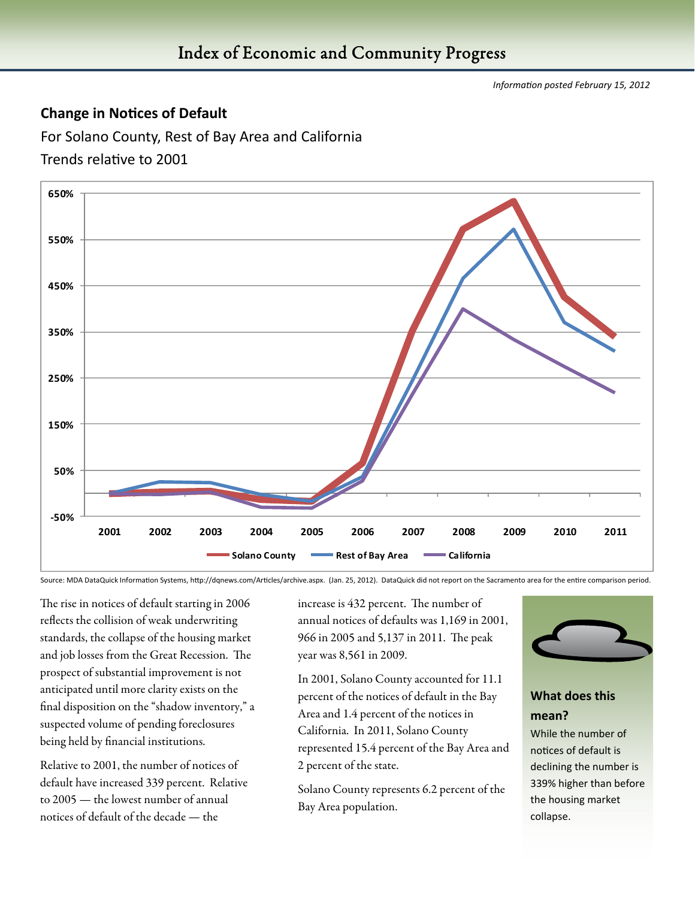*Information posted February 15, 2012*

## Change in Notices of Default

For Solano County, Rest of Bay Area and California

Trends relative to 2001

Source: MDA DataQuick Information Systems, http://dqnews.com/Articles/archive.aspx. (Jan. 25, 2012). DataQuick did not report on the Sacramento area for the entire comparison period.

The rise in notices of default starting in 2006 reflects the collision of weak underwriting standards, the collapse of the housing market and job losses from the Great Recession. The prospect of substantial improvement is not anticipated until more clarity exists on the final disposition on the "shadow inventory," a suspected volume of pending foreclosures being held by financial institutions.

Relative to 2001, the number of notices of default have increased 339 percent. Relative to 2005 — the lowest number of annual notices of default of the decade — the increase is 432 percent. The number of annual notices of defaults was 1,169 in 2001, 966 in 2005 and 5,137 in 2011. The peak year was 8,561 in 2009.

In 2001, Solano County accounted for 11.1 percent of the notices of default in the Bay Area and 1.4 percent of the notices in California. In 2011, Solano County represented 15.4 percent of the Bay Area and 2 percent of the state.

Solano County represents 6.2 percent of the Bay Area population.

### What does this mean?

While the number of notices of default is declining the number is 339% higher than before the housing market collapse.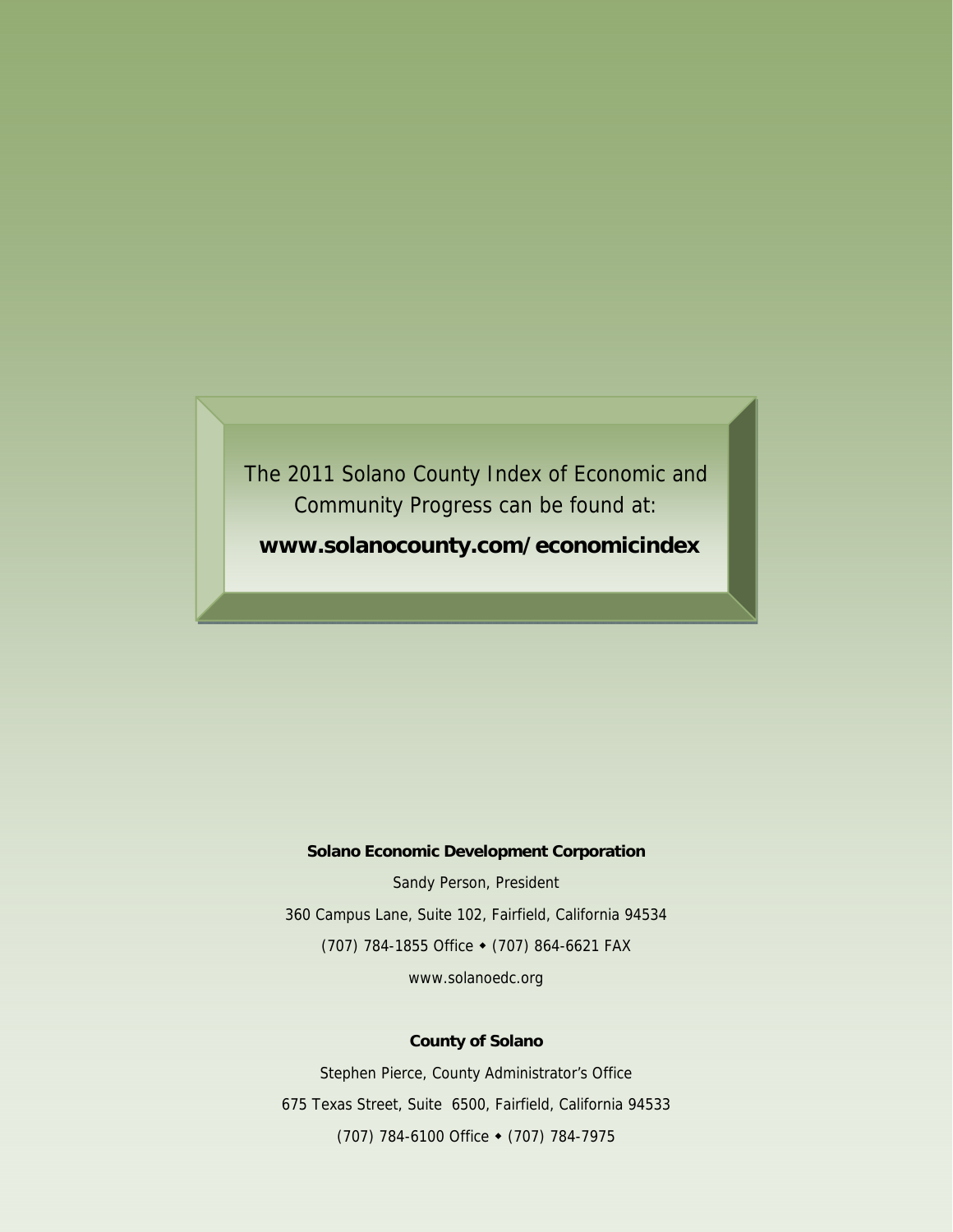The 2011 Solano County Index of Economic and Community Progress can be found at:

**www.solanocounty.com/economicindex**

**Solano Economic Development Corporation**

Sandy Person, President

360 Campus Lane, Suite 102, Fairfield, California 94534

(707) 784-1855 Office ◆ (707) 864-6621 FAX

www.solanoedc.org

**County of Solano**

Stephen Pierce, County Administrator's Office

675 Texas Street, Suite 6500, Fairfield, California 94533

(707) 784-6100 Office ◆ (707) 784-7975